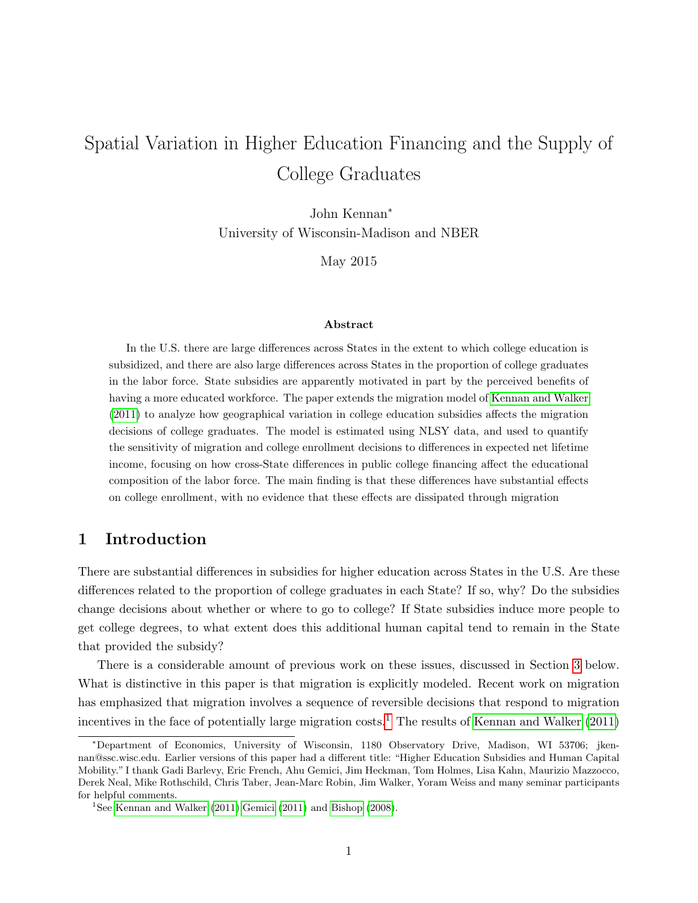# Spatial Variation in Higher Education Financing and the Supply of College Graduates

John Kennan[*]
University of Wisconsin-Madison and NBER

May 2015

### Abstract

In the U.S. there are large differences across States in the extent to which college education is subsidized, and there are also large differences across States in the proportion of college graduates in the labor force. State subsidies are apparently motivated in part by the perceived benefits of having a more educated workforce. The paper extends the migration model of Kennan and Walker (2011) to analyze how geographical variation in college education subsidies affects the migration decisions of college graduates. The model is estimated using NLSY data, and used to quantify the sensitivity of migration and college enrollment decisions to differences in expected net lifetime income, focusing on how cross-State differences in public college financing affect the educational composition of the labor force. The main finding is that these differences have substantial effects on college enrollment, with no evidence that these effects are dissipated through migration

## 1 Introduction

There are substantial differences in subsidies for higher education across States in the U.S. Are these differences related to the proportion of college graduates in each State? If so, why? Do the subsidies change decisions about whether or where to go to college? If State subsidies induce more people to get college degrees, to what extent does this additional human capital tend to remain in the State that provided the subsidy?

There is a considerable amount of previous work on these issues, discussed in Section 3 below. What is distinctive in this paper is that migration is explicitly modeled. Recent work on migration has emphasized that migration involves a sequence of reversible decisions that respond to migration incentives in the face of potentially large migration costs.[1] The results of Kennan and Walker (2011)

---

[*] Department of Economics, University of Wisconsin, 1180 Observatory Drive, Madison, WI 53706; jkennan@ssc.wisc.edu. Earlier versions of this paper had a different title: "Higher Education Subsidies and Human Capital Mobility." I thank Gadi Barlevy, Eric French, Ahu Gemici, Jim Heckman, Tom Holmes, Lisa Kahn, Maurizio Mazzocco, Derek Neal, Mike Rothschild, Chris Taber, Jean-Marc Robin, Jim Walker, Yoram Weiss and many seminar participants for helpful comments.

[1] See Kennan and Walker (2011) Gemici (2011) and Bishop (2008).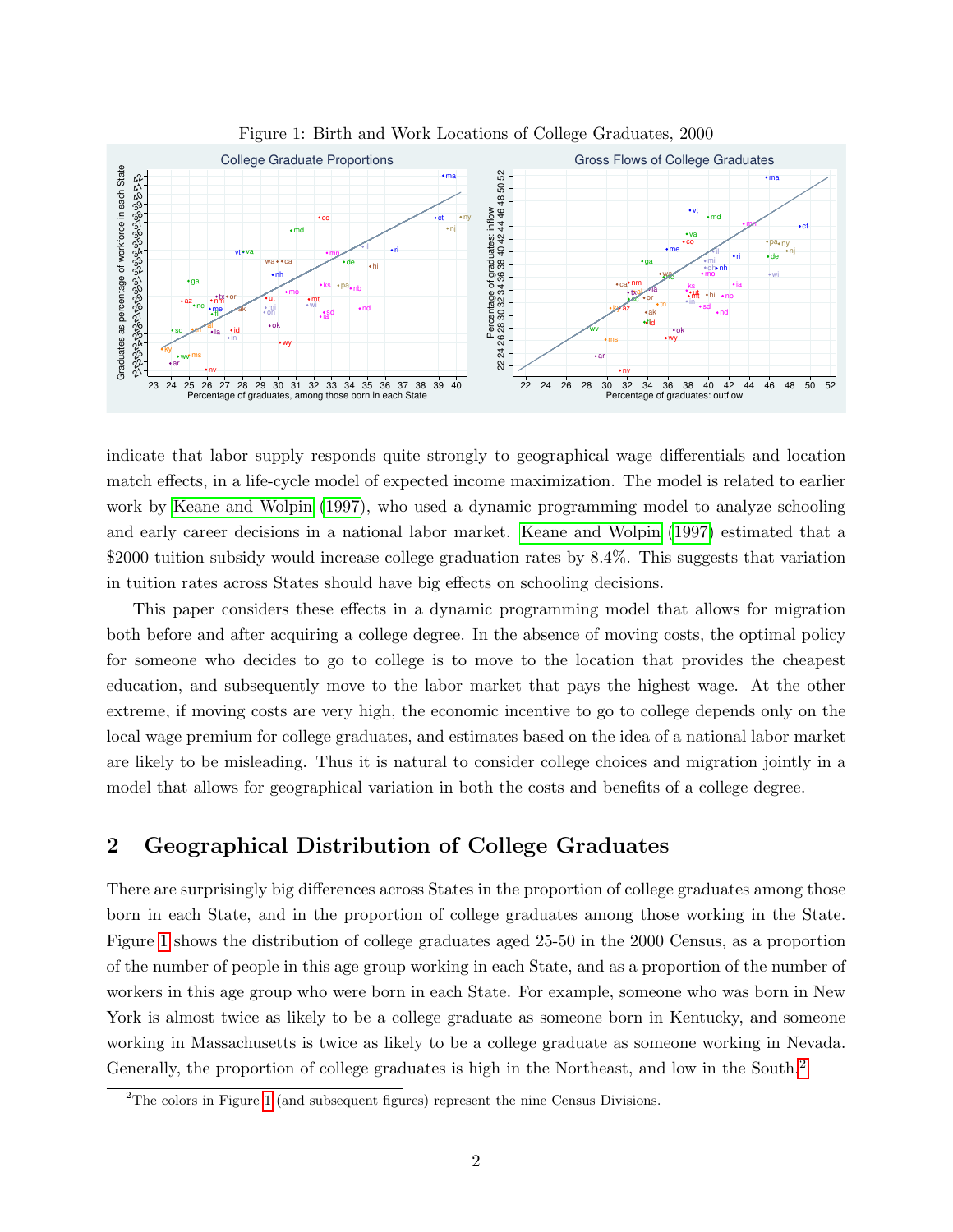Figure 1: Birth and Work Locations of College Graduates, 2000

indicate that labor supply responds quite strongly to geographical wage differentials and location match effects, in a life-cycle model of expected income maximization. The model is related to earlier work by Keane and Wolpin (1997), who used a dynamic programming model to analyze schooling and early career decisions in a national labor market. Keane and Wolpin (1997) estimated that a $2000 tuition subsidy would increase college graduation rates by 8.4%. This suggests that variation in tuition rates across States should have big effects on schooling decisions.

This paper considers these effects in a dynamic programming model that allows for migration both before and after acquiring a college degree. In the absence of moving costs, the optimal policy for someone who decides to go to college is to move to the location that provides the cheapest education, and subsequently move to the labor market that pays the highest wage. At the other extreme, if moving costs are very high, the economic incentive to go to college depends only on the local wage premium for college graduates, and estimates based on the idea of a national labor market are likely to be misleading. Thus it is natural to consider college choices and migration jointly in a model that allows for geographical variation in both the costs and benefits of a college degree.

## 2 Geographical Distribution of College Graduates

There are surprisingly big differences across States in the proportion of college graduates among those born in each State, and in the proportion of college graduates among those working in the State. Figure 1 shows the distribution of college graduates aged 25-50 in the 2000 Census, as a proportion of the number of people in this age group working in each State, and as a proportion of the number of workers in this age group who were born in each State. For example, someone who was born in New York is almost twice as likely to be a college graduate as someone born in Kentucky, and someone working in Massachusetts is twice as likely to be a college graduate as someone working in Nevada. Generally, the proportion of college graduates is high in the Northeast, and low in the South.[2]

[2]The colors in Figure 1 (and subsequent figures) represent the nine Census Divisions.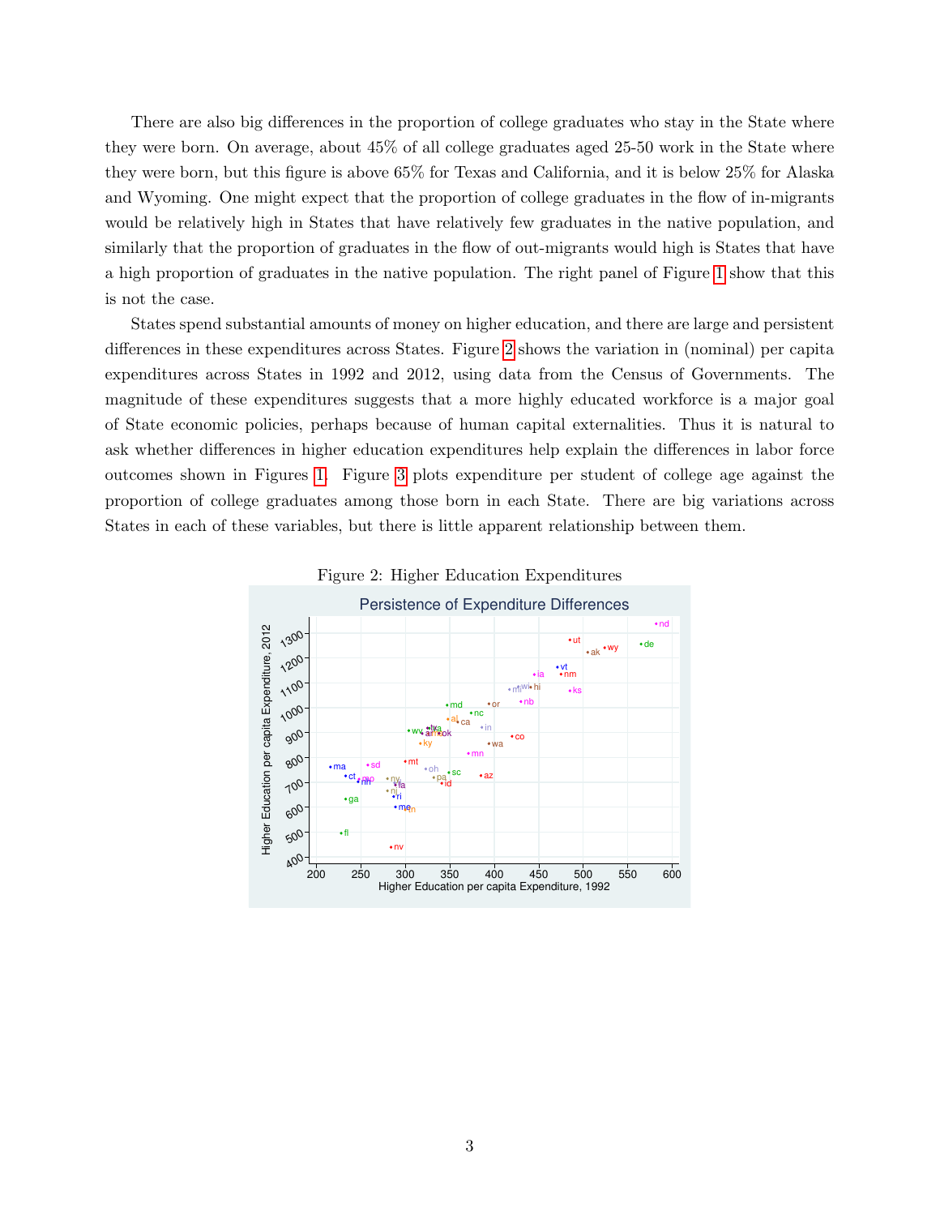There are also big differences in the proportion of college graduates who stay in the State where they were born. On average, about 45% of all college graduates aged 25-50 work in the State where they were born, but this figure is above 65% for Texas and California, and it is below 25% for Alaska and Wyoming. One might expect that the proportion of college graduates in the flow of in-migrants would be relatively high in States that have relatively few graduates in the native population, and similarly that the proportion of graduates in the flow of out-migrants would high is States that have a high proportion of graduates in the native population. The right panel of Figure 1 show that this is not the case.

States spend substantial amounts of money on higher education, and there are large and persistent differences in these expenditures across States. Figure 2 shows the variation in (nominal) per capita expenditures across States in 1992 and 2012, using data from the Census of Governments. The magnitude of these expenditures suggests that a more highly educated workforce is a major goal of State economic policies, perhaps because of human capital externalities. Thus it is natural to ask whether differences in higher education expenditures help explain the differences in labor force outcomes shown in Figures 1. Figure 3 plots expenditure per student of college age against the proportion of college graduates among those born in each State. There are big variations across States in each of these variables, but there is little apparent relationship between them.

Figure 2: Higher Education Expenditures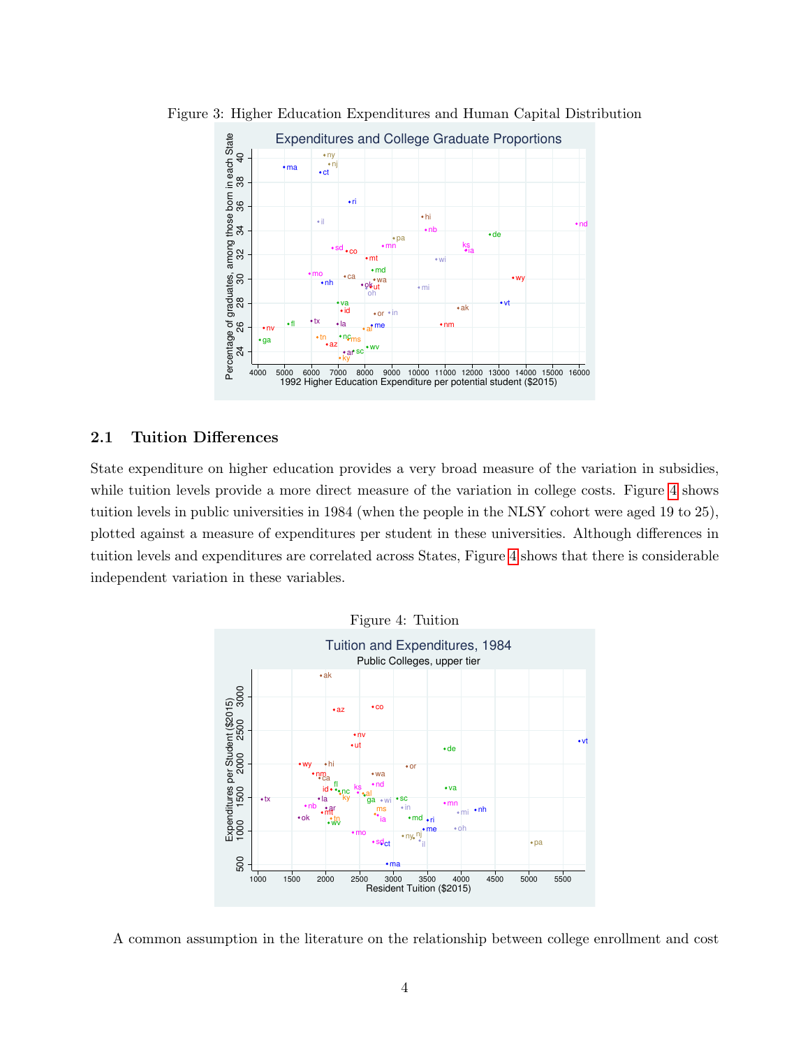Figure 3: Higher Education Expenditures and Human Capital Distribution

## 2.1 Tuition Differences

State expenditure on higher education provides a very broad measure of the variation in subsidies, while tuition levels provide a more direct measure of the variation in college costs. Figure 4 shows tuition levels in public universities in 1984 (when the people in the NLSY cohort were aged 19 to 25), plotted against a measure of expenditures per student in these universities. Although differences in tuition levels and expenditures are correlated across States, Figure 4 shows that there is considerable independent variation in these variables.

Figure 4: Tuition

A common assumption in the literature on the relationship between college enrollment and cost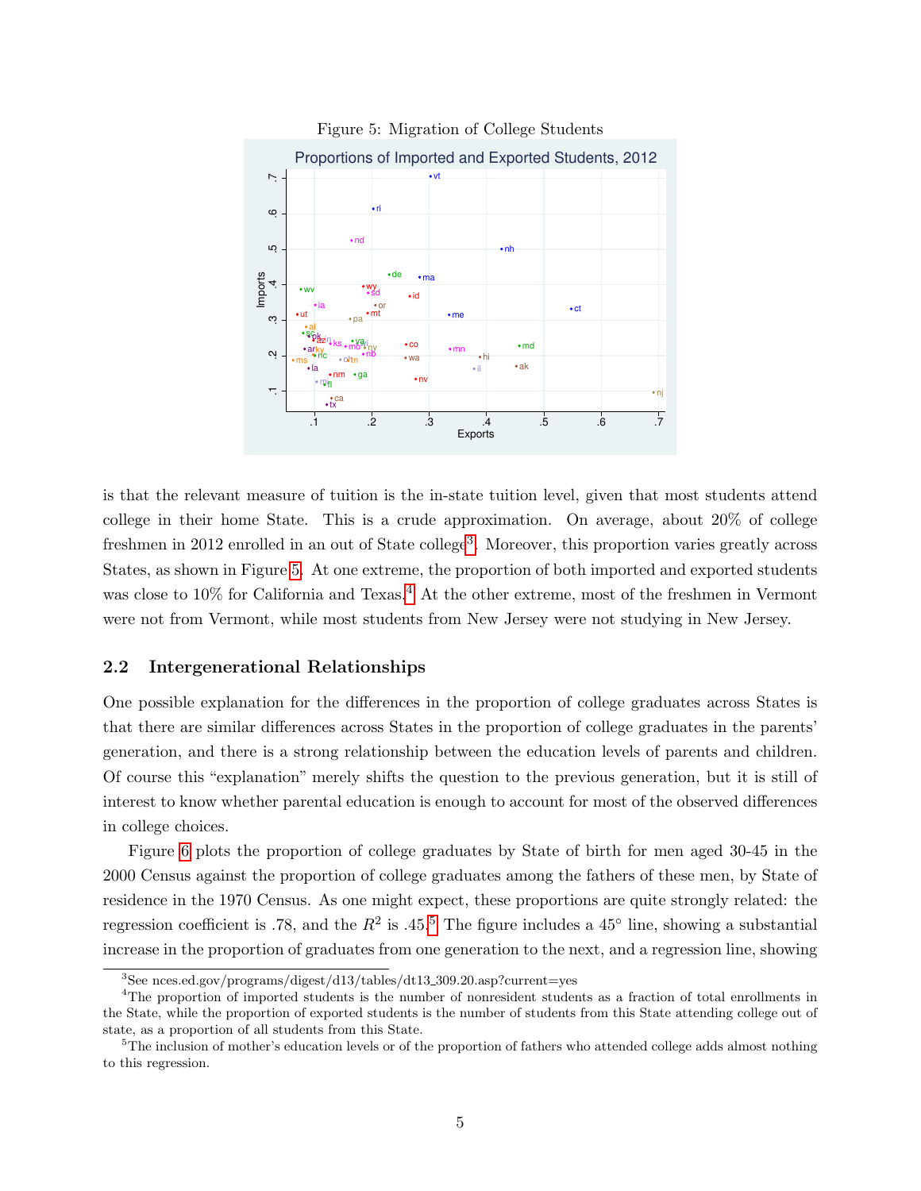Figure 5: Migration of College Students

is that the relevant measure of tuition is the in-state tuition level, given that most students attend college in their home State. This is a crude approximation. On average, about 20% of college freshmen in 2012 enrolled in an out of State college[3]. Moreover, this proportion varies greatly across States, as shown in Figure 5. At one extreme, the proportion of both imported and exported students was close to 10% for California and Texas.[4] At the other extreme, most of the freshmen in Vermont were not from Vermont, while most students from New Jersey were not studying in New Jersey.

## 2.2 Intergenerational Relationships

One possible explanation for the differences in the proportion of college graduates across States is that there are similar differences across States in the proportion of college graduates in the parents' generation, and there is a strong relationship between the education levels of parents and children. Of course this "explanation" merely shifts the question to the previous generation, but it is still of interest to know whether parental education is enough to account for most of the observed differences in college choices.

Figure 6 plots the proportion of college graduates by State of birth for men aged 30-45 in the 2000 Census against the proportion of college graduates among the fathers of these men, by State of residence in the 1970 Census. As one might expect, these proportions are quite strongly related: the regression coefficient is .78, and the $R^2$ is .45.[5] The figure includes a 45° line, showing a substantial increase in the proportion of graduates from one generation to the next, and a regression line, showing

[3] See nces.ed.gov/programs/digest/d13/tables/dt13_309.20.asp?current=yes

[4] The proportion of imported students is the number of nonresident students as a fraction of total enrollments in the State, while the proportion of exported students is the number of students from this State attending college out of state, as a proportion of all students from this State.

[5] The inclusion of mother's education levels or of the proportion of fathers who attended college adds almost nothing to this regression.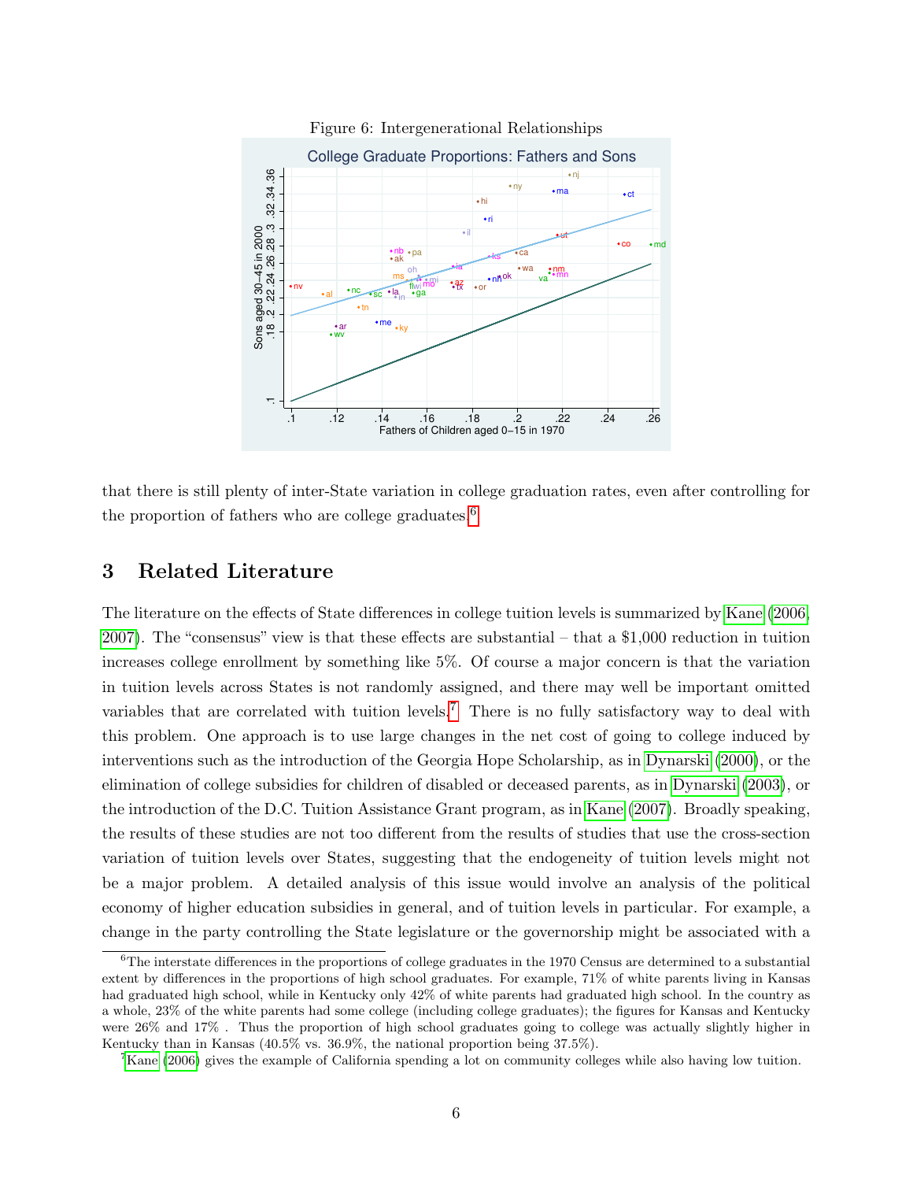Figure 6: Intergenerational Relationships

that there is still plenty of inter-State variation in college graduation rates, even after controlling for the proportion of fathers who are college graduates.[6]

## 3 Related Literature

The literature on the effects of State differences in college tuition levels is summarized by Kane (2006, 2007). The "consensus" view is that these effects are substantial – that a \$1,000 reduction in tuition increases college enrollment by something like 5%. Of course a major concern is that the variation in tuition levels across States is not randomly assigned, and there may well be important omitted variables that are correlated with tuition levels.[7] There is no fully satisfactory way to deal with this problem. One approach is to use large changes in the net cost of going to college induced by interventions such as the introduction of the Georgia Hope Scholarship, as in Dynarski (2000), or the elimination of college subsidies for children of disabled or deceased parents, as in Dynarski (2003), or the introduction of the D.C. Tuition Assistance Grant program, as in Kane (2007). Broadly speaking, the results of these studies are not too different from the results of studies that use the cross-section variation of tuition levels over States, suggesting that the endogeneity of tuition levels might not be a major problem. A detailed analysis of this issue would involve an analysis of the political economy of higher education subsidies in general, and of tuition levels in particular. For example, a change in the party controlling the State legislature or the governorship might be associated with a

[6] The interstate differences in the proportions of college graduates in the 1970 Census are determined to a substantial extent by differences in the proportions of high school graduates. For example, 71% of white parents living in Kansas had graduated high school, while in Kentucky only 42% of white parents had graduated high school. In the country as a whole, 23% of the white parents had some college (including college graduates); the figures for Kansas and Kentucky were 26% and 17% . Thus the proportion of high school graduates going to college was actually slightly higher in Kentucky than in Kansas (40.5% vs. 36.9%, the national proportion being 37.5%).

[7] Kane (2006) gives the example of California spending a lot on community colleges while also having low tuition.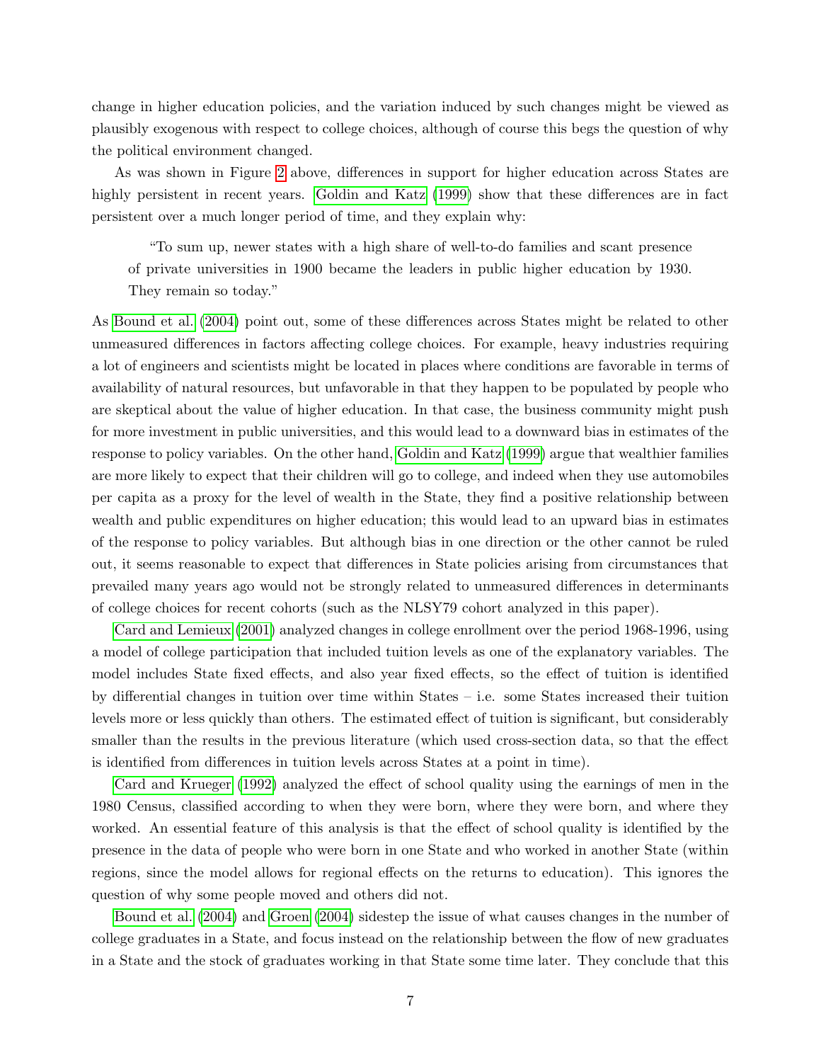change in higher education policies, and the variation induced by such changes might be viewed as plausibly exogenous with respect to college choices, although of course this begs the question of why the political environment changed.

As was shown in Figure 2 above, differences in support for higher education across States are highly persistent in recent years. Goldin and Katz (1999) show that these differences are in fact persistent over a much longer period of time, and they explain why:

> "To sum up, newer states with a high share of well-to-do families and scant presence of private universities in 1900 became the leaders in public higher education by 1930. They remain so today."

As Bound et al. (2004) point out, some of these differences across States might be related to other unmeasured differences in factors affecting college choices. For example, heavy industries requiring a lot of engineers and scientists might be located in places where conditions are favorable in terms of availability of natural resources, but unfavorable in that they happen to be populated by people who are skeptical about the value of higher education. In that case, the business community might push for more investment in public universities, and this would lead to a downward bias in estimates of the response to policy variables. On the other hand, Goldin and Katz (1999) argue that wealthier families are more likely to expect that their children will go to college, and indeed when they use automobiles per capita as a proxy for the level of wealth in the State, they find a positive relationship between wealth and public expenditures on higher education; this would lead to an upward bias in estimates of the response to policy variables. But although bias in one direction or the other cannot be ruled out, it seems reasonable to expect that differences in State policies arising from circumstances that prevailed many years ago would not be strongly related to unmeasured differences in determinants of college choices for recent cohorts (such as the NLSY79 cohort analyzed in this paper).

Card and Lemieux (2001) analyzed changes in college enrollment over the period 1968-1996, using a model of college participation that included tuition levels as one of the explanatory variables. The model includes State fixed effects, and also year fixed effects, so the effect of tuition is identified by differential changes in tuition over time within States – i.e. some States increased their tuition levels more or less quickly than others. The estimated effect of tuition is significant, but considerably smaller than the results in the previous literature (which used cross-section data, so that the effect is identified from differences in tuition levels across States at a point in time).

Card and Krueger (1992) analyzed the effect of school quality using the earnings of men in the 1980 Census, classified according to when they were born, where they were born, and where they worked. An essential feature of this analysis is that the effect of school quality is identified by the presence in the data of people who were born in one State and who worked in another State (within regions, since the model allows for regional effects on the returns to education). This ignores the question of why some people moved and others did not.

Bound et al. (2004) and Groen (2004) sidestep the issue of what causes changes in the number of college graduates in a State, and focus instead on the relationship between the flow of new graduates in a State and the stock of graduates working in that State some time later. They conclude that this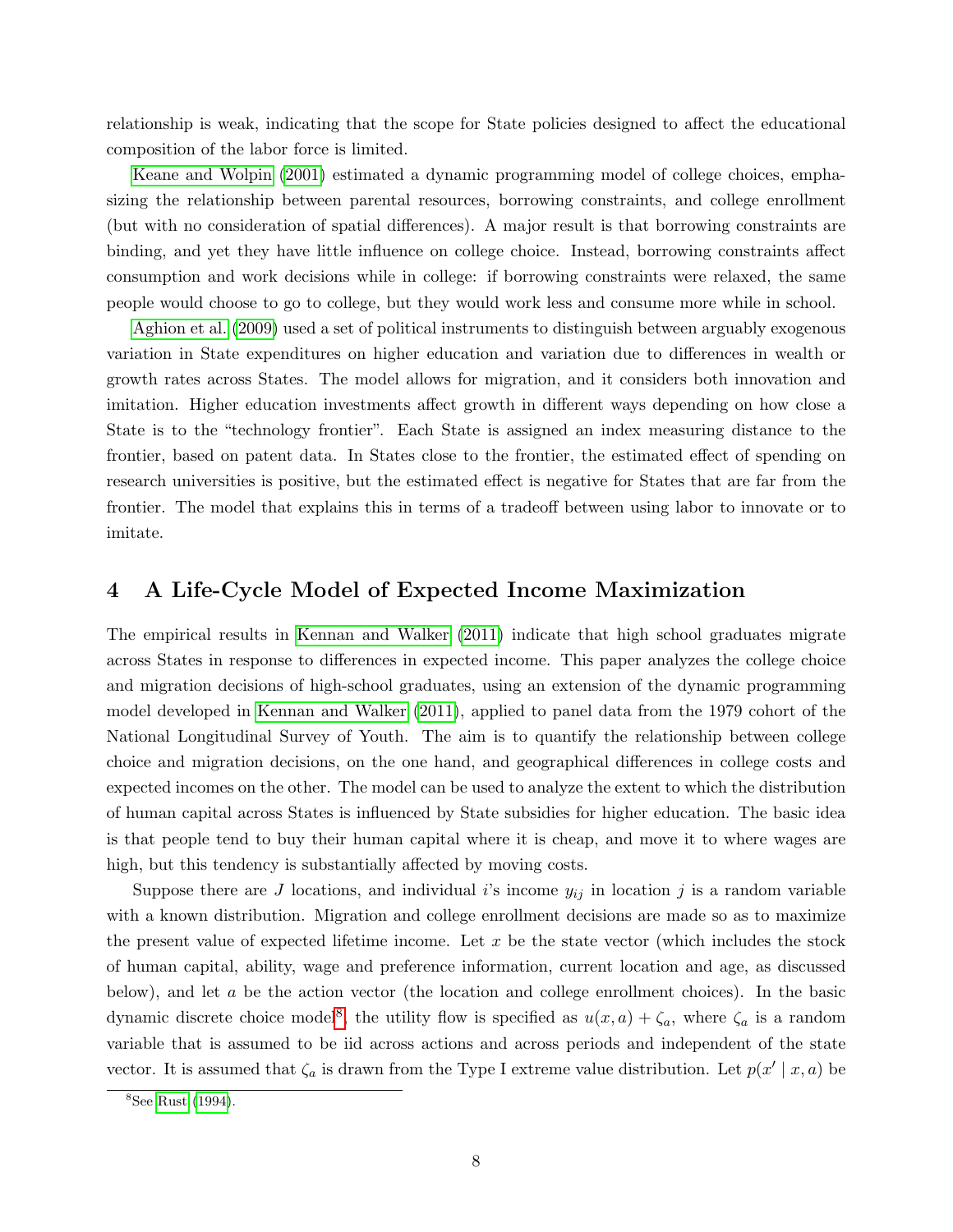relationship is weak, indicating that the scope for State policies designed to affect the educational composition of the labor force is limited.

Keane and Wolpin (2001) estimated a dynamic programming model of college choices, emphasizing the relationship between parental resources, borrowing constraints, and college enrollment (but with no consideration of spatial differences). A major result is that borrowing constraints are binding, and yet they have little influence on college choice. Instead, borrowing constraints affect consumption and work decisions while in college: if borrowing constraints were relaxed, the same people would choose to go to college, but they would work less and consume more while in school.

Aghion et al. (2009) used a set of political instruments to distinguish between arguably exogenous variation in State expenditures on higher education and variation due to differences in wealth or growth rates across States. The model allows for migration, and it considers both innovation and imitation. Higher education investments affect growth in different ways depending on how close a State is to the "technology frontier". Each State is assigned an index measuring distance to the frontier, based on patent data. In States close to the frontier, the estimated effect of spending on research universities is positive, but the estimated effect is negative for States that are far from the frontier. The model that explains this in terms of a tradeoff between using labor to innovate or to imitate.

# 4 A Life-Cycle Model of Expected Income Maximization

The empirical results in Kennan and Walker (2011) indicate that high school graduates migrate across States in response to differences in expected income. This paper analyzes the college choice and migration decisions of high-school graduates, using an extension of the dynamic programming model developed in Kennan and Walker (2011), applied to panel data from the 1979 cohort of the National Longitudinal Survey of Youth. The aim is to quantify the relationship between college choice and migration decisions, on the one hand, and geographical differences in college costs and expected incomes on the other. The model can be used to analyze the extent to which the distribution of human capital across States is influenced by State subsidies for higher education. The basic idea is that people tend to buy their human capital where it is cheap, and move it to where wages are high, but this tendency is substantially affected by moving costs.

Suppose there are $J$ locations, and individual $i$'s income $y_{ij}$ in location $j$ is a random variable with a known distribution. Migration and college enrollment decisions are made so as to maximize the present value of expected lifetime income. Let $x$ be the state vector (which includes the stock of human capital, ability, wage and preference information, current location and age, as discussed below), and let $a$ be the action vector (the location and college enrollment choices). In the basic dynamic discrete choice model[8], the utility flow is specified as $u(x, a) + \zeta_a$, where $\zeta_a$ is a random variable that is assumed to be iid across actions and across periods and independent of the state vector. It is assumed that $\zeta_a$ is drawn from the Type I extreme value distribution. Let $p(x' \mid x, a)$ be

[8]See Rust (1994).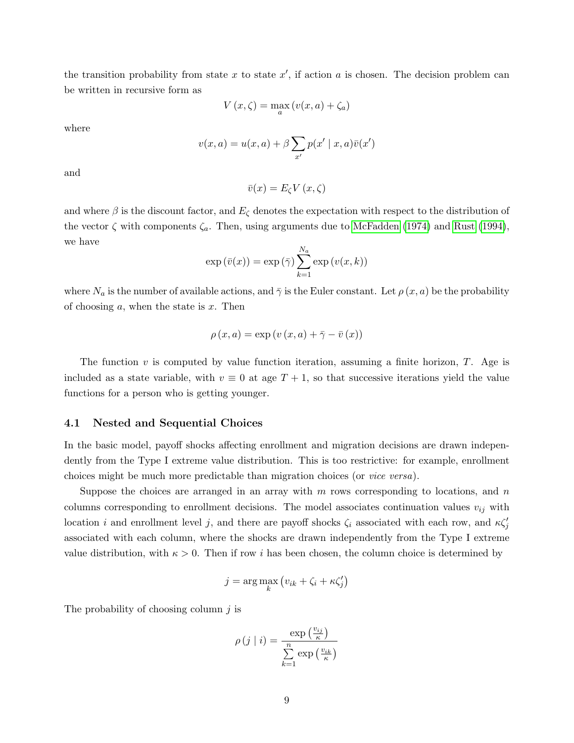the transition probability from state $x$ to state $x'$, if action $a$ is chosen. The decision problem can be written in recursive form as

$$V(x, \zeta) = \max_a (v(x, a) + \zeta_a)$$

where

$$v(x, a) = u(x, a) + \beta \sum_{x'} p(x' \mid x, a) \bar{v}(x')$$

and

$$\bar{v}(x) = E_\zeta V(x, \zeta)$$

and where $\beta$ is the discount factor, and $E_\zeta$ denotes the expectation with respect to the distribution of the vector $\zeta$ with components $\zeta_a$. Then, using arguments due to McFadden (1974) and Rust (1994), we have

$$\exp(\bar{v}(x)) = \exp(\bar{\gamma}) \sum_{k=1}^{N_a} \exp(v(x, k))$$

where $N_a$ is the number of available actions, and $\bar{\gamma}$ is the Euler constant. Let $\rho(x, a)$ be the probability of choosing $a$, when the state is $x$. Then

$$\rho(x, a) = \exp(v(x, a) + \bar{\gamma} - \bar{v}(x))$$

The function $v$ is computed by value function iteration, assuming a finite horizon, $T$. Age is included as a state variable, with $v \equiv 0$ at age $T + 1$, so that successive iterations yield the value functions for a person who is getting younger.

### 4.1 Nested and Sequential Choices

In the basic model, payoff shocks affecting enrollment and migration decisions are drawn independently from the Type I extreme value distribution. This is too restrictive: for example, enrollment choices might be much more predictable than migration choices (or *vice versa*).

Suppose the choices are arranged in an array with $m$ rows corresponding to locations, and $n$ columns corresponding to enrollment decisions. The model associates continuation values $v_{ij}$ with location $i$ and enrollment level $j$, and there are payoff shocks $\zeta_i$ associated with each row, and $\kappa \zeta'_j$ associated with each column, where the shocks are drawn independently from the Type I extreme value distribution, with $\kappa > 0$. Then if row $i$ has been chosen, the column choice is determined by

$$j = \arg\max_k \left(v_{ik} + \zeta_i + \kappa \zeta'_j\right)$$

The probability of choosing column $j$ is

$$\rho(j \mid i) = \frac{\exp\left(\frac{v_{ij}}{\kappa}\right)}{\sum_{k=1}^{n} \exp\left(\frac{v_{ik}}{\kappa}\right)}$$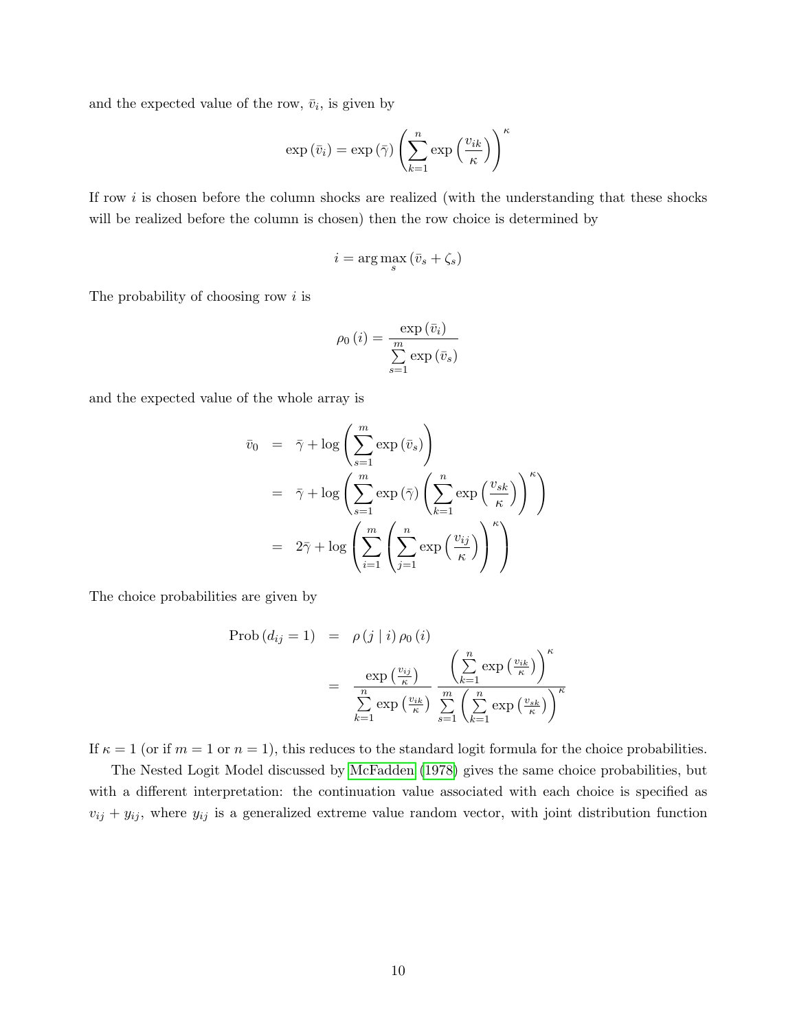and the expected value of the row, $\bar{v}_i$, is given by

$$\exp\left(\bar{v}_i\right) = \exp\left(\bar{\gamma}\right)\left(\sum_{k=1}^{n}\exp\left(\frac{v_{ik}}{\kappa}\right)\right)^{\kappa}$$

If row $i$ is chosen before the column shocks are realized (with the understanding that these shocks will be realized before the column is chosen) then the row choice is determined by

$$i = \arg\max_{s}\left(\bar{v}_s + \zeta_s\right)$$

The probability of choosing row $i$ is

$$\rho_0\left(i\right) = \frac{\exp\left(\bar{v}_i\right)}{\sum\limits_{s=1}^{m}\exp\left(\bar{v}_s\right)}$$

and the expected value of the whole array is

$$\begin{aligned}
\bar{v}_0 &= \bar{\gamma} + \log\left(\sum_{s=1}^{m}\exp\left(\bar{v}_s\right)\right) \\
&= \bar{\gamma} + \log\left(\sum_{s=1}^{m}\exp\left(\bar{\gamma}\right)\left(\sum_{k=1}^{n}\exp\left(\frac{v_{sk}}{\kappa}\right)\right)^{\kappa}\right) \\
&= 2\bar{\gamma} + \log\left(\sum_{i=1}^{m}\left(\sum_{j=1}^{n}\exp\left(\frac{v_{ij}}{\kappa}\right)\right)^{\kappa}\right)
\end{aligned}$$

The choice probabilities are given by

$$\begin{aligned}
\text{Prob}\left(d_{ij} = 1\right) &= \rho\left(j \mid i\right)\rho_0\left(i\right) \\
&= \frac{\exp\left(\frac{v_{ij}}{\kappa}\right)}{\sum\limits_{k=1}^{n}\exp\left(\frac{v_{ik}}{\kappa}\right)}\frac{\left(\sum\limits_{k=1}^{n}\exp\left(\frac{v_{ik}}{\kappa}\right)\right)^{\kappa}}{\sum\limits_{s=1}^{m}\left(\sum\limits_{k=1}^{n}\exp\left(\frac{v_{sk}}{\kappa}\right)\right)^{\kappa}}
\end{aligned}$$

If $\kappa = 1$ (or if $m = 1$ or $n = 1$), this reduces to the standard logit formula for the choice probabilities.

The Nested Logit Model discussed by McFadden (1978) gives the same choice probabilities, but with a different interpretation: the continuation value associated with each choice is specified as $v_{ij} + y_{ij}$, where $y_{ij}$ is a generalized extreme value random vector, with joint distribution function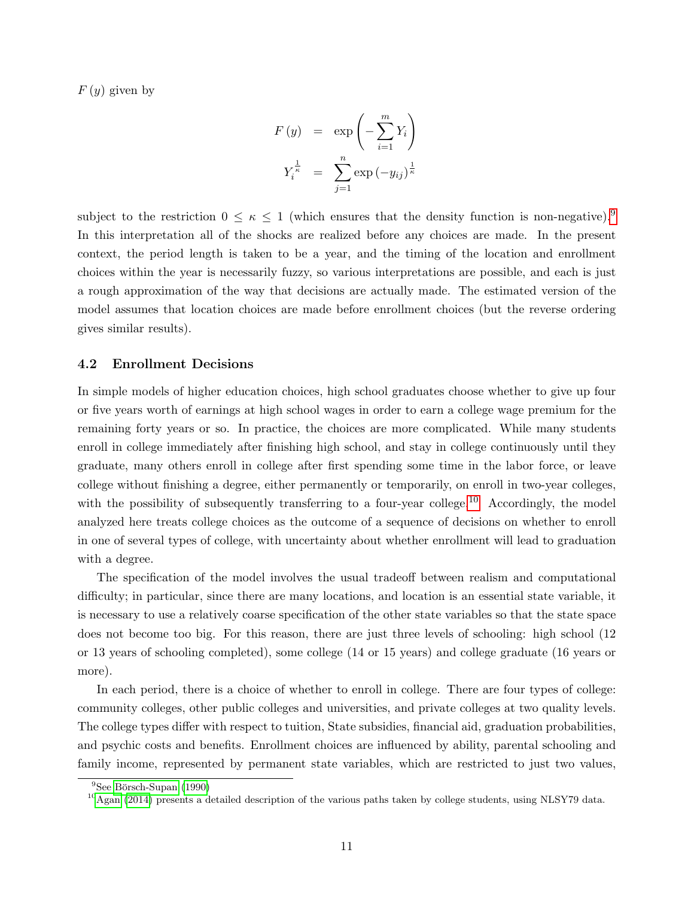$F(y)$ given by

$$
\begin{aligned}
F(y) &= \exp\left(-\sum_{i=1}^{m} Y_i\right) \\
Y_i^{\frac{1}{\kappa}} &= \sum_{j=1}^{n} \exp\left(-y_{ij}\right)^{\frac{1}{\kappa}}
\end{aligned}
$$

subject to the restriction $0 \leq \kappa \leq 1$ (which ensures that the density function is non-negative).[9] In this interpretation all of the shocks are realized before any choices are made. In the present context, the period length is taken to be a year, and the timing of the location and enrollment choices within the year is necessarily fuzzy, so various interpretations are possible, and each is just a rough approximation of the way that decisions are actually made. The estimated version of the model assumes that location choices are made before enrollment choices (but the reverse ordering gives similar results).

### 4.2 Enrollment Decisions

In simple models of higher education choices, high school graduates choose whether to give up four or five years worth of earnings at high school wages in order to earn a college wage premium for the remaining forty years or so. In practice, the choices are more complicated. While many students enroll in college immediately after finishing high school, and stay in college continuously until they graduate, many others enroll in college after first spending some time in the labor force, or leave college without finishing a degree, either permanently or temporarily, on enroll in two-year colleges, with the possibility of subsequently transferring to a four-year college.[10] Accordingly, the model analyzed here treats college choices as the outcome of a sequence of decisions on whether to enroll in one of several types of college, with uncertainty about whether enrollment will lead to graduation with a degree.

The specification of the model involves the usual tradeoff between realism and computational difficulty; in particular, since there are many locations, and location is an essential state variable, it is necessary to use a relatively coarse specification of the other state variables so that the state space does not become too big. For this reason, there are just three levels of schooling: high school (12 or 13 years of schooling completed), some college (14 or 15 years) and college graduate (16 years or more).

In each period, there is a choice of whether to enroll in college. There are four types of college: community colleges, other public colleges and universities, and private colleges at two quality levels. The college types differ with respect to tuition, State subsidies, financial aid, graduation probabilities, and psychic costs and benefits. Enrollment choices are influenced by ability, parental schooling and family income, represented by permanent state variables, which are restricted to just two values,

[9] See Börsch-Supan (1990)

[10] Agan (2014) presents a detailed description of the various paths taken by college students, using NLSY79 data.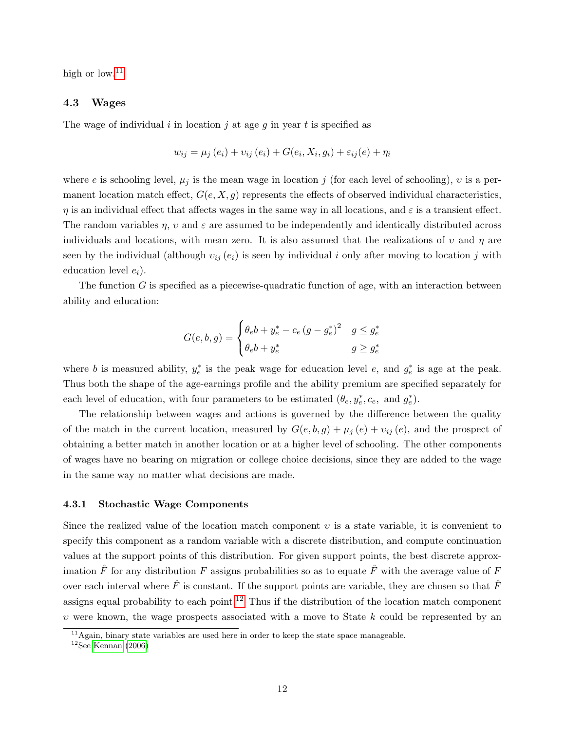high or low.[11]

### 4.3 Wages

The wage of individual $i$ in location $j$ at age $g$ in year $t$ is specified as

$$w_{ij} = \mu_j(e_i) + \upsilon_{ij}(e_i) + G(e_i, X_i, g_i) + \varepsilon_{ij}(e) + \eta_i$$

where $e$ is schooling level, $\mu_j$ is the mean wage in location $j$ (for each level of schooling), $\upsilon$ is a permanent location match effect, $G(e, X, g)$ represents the effects of observed individual characteristics, $\eta$ is an individual effect that affects wages in the same way in all locations, and $\varepsilon$ is a transient effect. The random variables $\eta$, $\upsilon$ and $\varepsilon$ are assumed to be independently and identically distributed across individuals and locations, with mean zero. It is also assumed that the realizations of $\upsilon$ and $\eta$ are seen by the individual (although $\upsilon_{ij}(e_i)$ is seen by individual $i$ only after moving to location $j$ with education level $e_i$).

The function $G$ is specified as a piecewise-quadratic function of age, with an interaction between ability and education:

$$G(e, b, g) = \begin{cases} \theta_e b + y_e^* - c_e (g - g_e^*)^2 & g \leq g_e^* \\ \theta_e b + y_e^* & g \geq g_e^* \end{cases}$$

where $b$ is measured ability, $y_e^*$ is the peak wage for education level $e$, and $g_e^*$ is age at the peak. Thus both the shape of the age-earnings profile and the ability premium are specified separately for each level of education, with four parameters to be estimated ($\theta_e, y_e^*, c_e,$ and $g_e^*$).

The relationship between wages and actions is governed by the difference between the quality of the match in the current location, measured by $G(e, b, g) + \mu_j(e) + \upsilon_{ij}(e)$, and the prospect of obtaining a better match in another location or at a higher level of schooling. The other components of wages have no bearing on migration or college choice decisions, since they are added to the wage in the same way no matter what decisions are made.

#### 4.3.1 Stochastic Wage Components

Since the realized value of the location match component $\upsilon$ is a state variable, it is convenient to specify this component as a random variable with a discrete distribution, and compute continuation values at the support points of this distribution. For given support points, the best discrete approximation $\hat{F}$ for any distribution $F$ assigns probabilities so as to equate $\hat{F}$ with the average value of $F$ over each interval where $\hat{F}$ is constant. If the support points are variable, they are chosen so that $\hat{F}$ assigns equal probability to each point.[12] Thus if the distribution of the location match component $\upsilon$ were known, the wage prospects associated with a move to State $k$ could be represented by an

[11] Again, binary state variables are used here in order to keep the state space manageable.

[12] See Kennan (2006)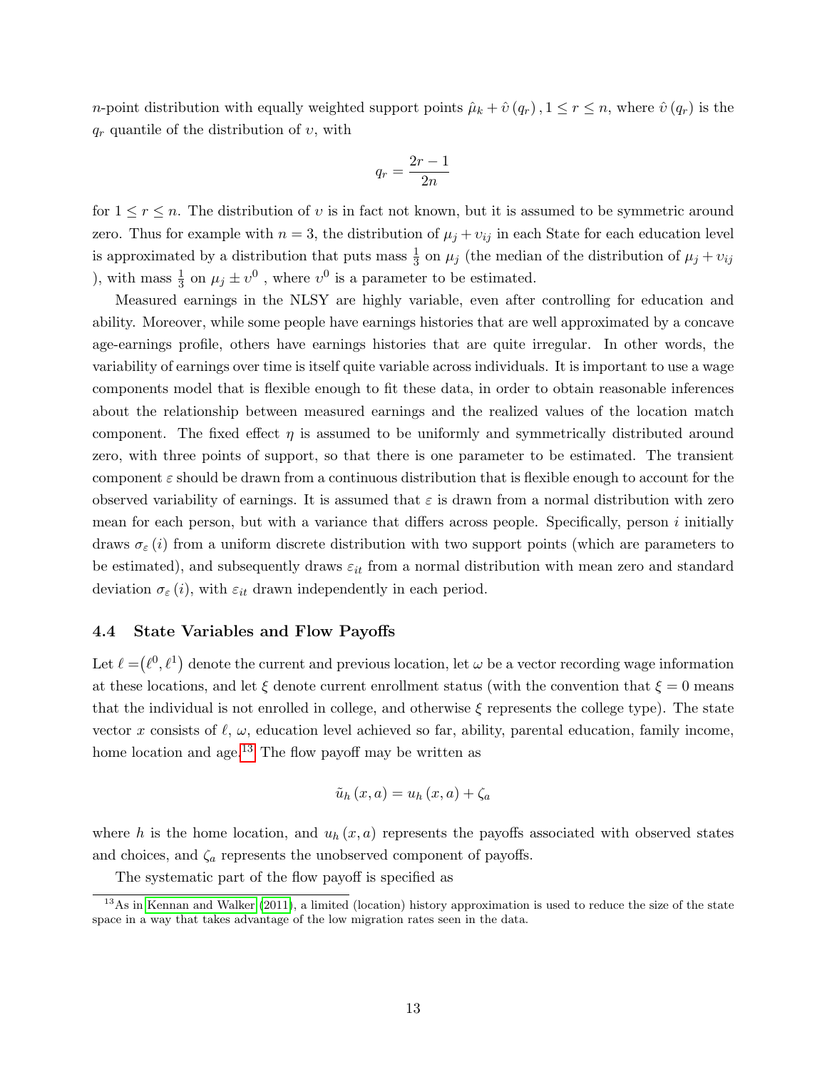$n$-point distribution with equally weighted support points $\hat{\mu}_k + \hat{\upsilon}(q_r), 1 \leq r \leq n$, where $\hat{\upsilon}(q_r)$ is the $q_r$ quantile of the distribution of $\upsilon$, with

$$q_r = \frac{2r-1}{2n}$$

for $1 \leq r \leq n$. The distribution of $\upsilon$ is in fact not known, but it is assumed to be symmetric around zero. Thus for example with $n = 3$, the distribution of $\mu_j + \upsilon_{ij}$ in each State for each education level is approximated by a distribution that puts mass $\frac{1}{3}$ on $\mu_j$ (the median of the distribution of $\mu_j + \upsilon_{ij}$ ), with mass $\frac{1}{3}$ on $\mu_j \pm \upsilon^0$ , where $\upsilon^0$ is a parameter to be estimated.

Measured earnings in the NLSY are highly variable, even after controlling for education and ability. Moreover, while some people have earnings histories that are well approximated by a concave age-earnings profile, others have earnings histories that are quite irregular. In other words, the variability of earnings over time is itself quite variable across individuals. It is important to use a wage components model that is flexible enough to fit these data, in order to obtain reasonable inferences about the relationship between measured earnings and the realized values of the location match component. The fixed effect $\eta$ is assumed to be uniformly and symmetrically distributed around zero, with three points of support, so that there is one parameter to be estimated. The transient component $\varepsilon$ should be drawn from a continuous distribution that is flexible enough to account for the observed variability of earnings. It is assumed that $\varepsilon$ is drawn from a normal distribution with zero mean for each person, but with a variance that differs across people. Specifically, person $i$ initially draws $\sigma_\varepsilon(i)$ from a uniform discrete distribution with two support points (which are parameters to be estimated), and subsequently draws $\varepsilon_{it}$ from a normal distribution with mean zero and standard deviation $\sigma_\varepsilon(i)$, with $\varepsilon_{it}$ drawn independently in each period.

### 4.4 State Variables and Flow Payoffs

Let $\ell = (\ell^0, \ell^1)$ denote the current and previous location, let $\omega$ be a vector recording wage information at these locations, and let $\xi$ denote current enrollment status (with the convention that $\xi = 0$ means that the individual is not enrolled in college, and otherwise $\xi$ represents the college type). The state vector $x$ consists of $\ell$, $\omega$, education level achieved so far, ability, parental education, family income, home location and age.[13] The flow payoff may be written as

$$\tilde{u}_h(x, a) = u_h(x, a) + \zeta_a$$

where $h$ is the home location, and $u_h(x, a)$ represents the payoffs associated with observed states and choices, and $\zeta_a$ represents the unobserved component of payoffs.

The systematic part of the flow payoff is specified as

[13] As in Kennan and Walker (2011), a limited (location) history approximation is used to reduce the size of the state space in a way that takes advantage of the low migration rates seen in the data.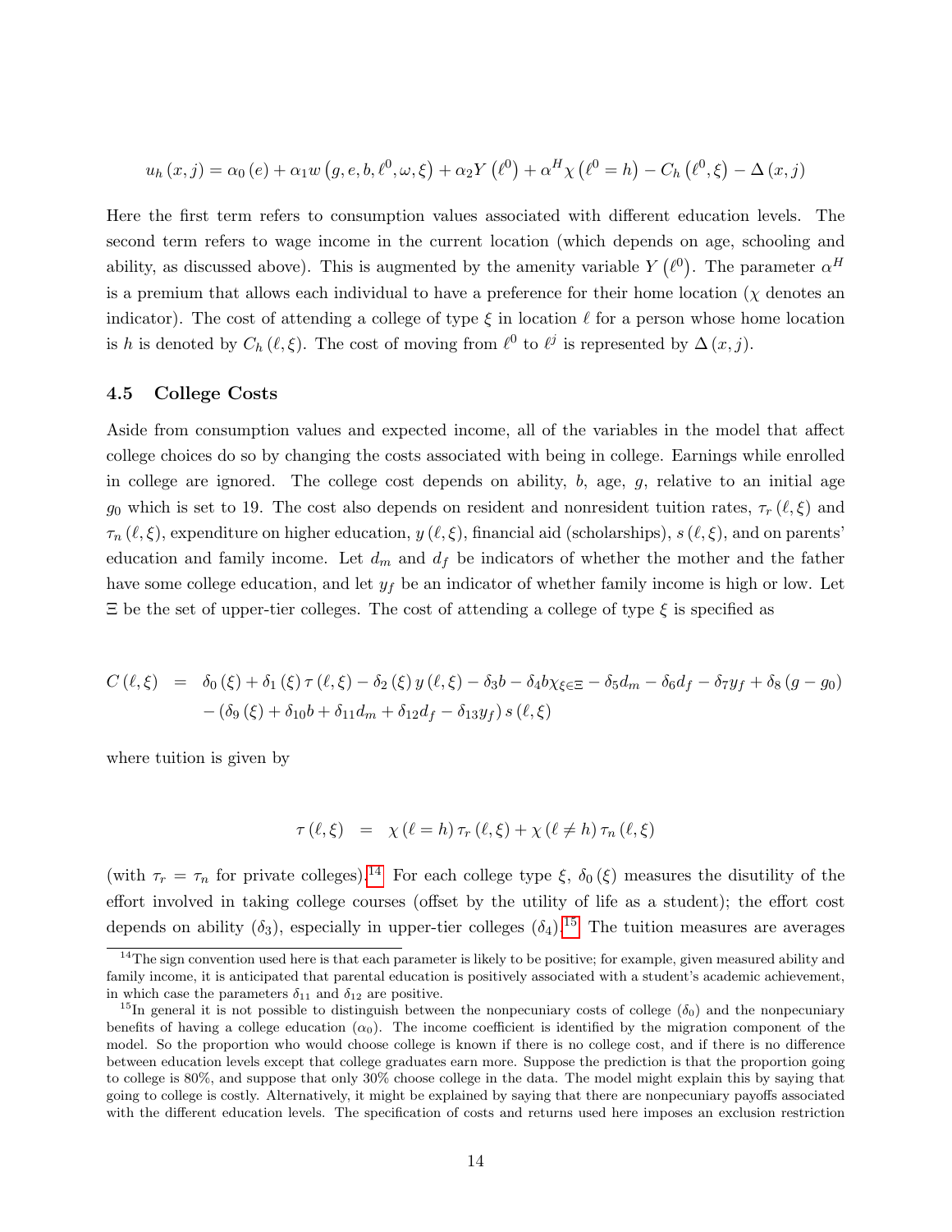$$u_h(x,j) = \alpha_0(e) + \alpha_1 w\left(g,e,b,\ell^0,\omega,\xi\right) + \alpha_2 Y\left(\ell^0\right) + \alpha^H \chi\left(\ell^0 = h\right) - C_h\left(\ell^0,\xi\right) - \Delta(x,j)$$

Here the first term refers to consumption values associated with different education levels. The second term refers to wage income in the current location (which depends on age, schooling and ability, as discussed above). This is augmented by the amenity variable $Y\left(\ell^0\right)$. The parameter $\alpha^H$ is a premium that allows each individual to have a preference for their home location ($\chi$ denotes an indicator). The cost of attending a college of type $\xi$ in location $\ell$ for a person whose home location is $h$ is denoted by $C_h(\ell,\xi)$. The cost of moving from $\ell^0$ to $\ell^j$ is represented by $\Delta(x,j)$.

### 4.5 College Costs

Aside from consumption values and expected income, all of the variables in the model that affect college choices do so by changing the costs associated with being in college. Earnings while enrolled in college are ignored. The college cost depends on ability, $b$, age, $g$, relative to an initial age $g_0$ which is set to 19. The cost also depends on resident and nonresident tuition rates, $\tau_r(\ell,\xi)$ and $\tau_n(\ell,\xi)$, expenditure on higher education, $y(\ell,\xi)$, financial aid (scholarships), $s(\ell,\xi)$, and on parents' education and family income. Let $d_m$ and $d_f$ be indicators of whether the mother and the father have some college education, and let $y_f$ be an indicator of whether family income is high or low. Let $\Xi$ be the set of upper-tier colleges. The cost of attending a college of type $\xi$ is specified as

$$\begin{aligned} C(\ell,\xi) &= \delta_0(\xi) + \delta_1(\xi)\tau(\ell,\xi) - \delta_2(\xi)y(\ell,\xi) - \delta_3 b - \delta_4 b\chi_{\xi\in\Xi} - \delta_5 d_m - \delta_6 d_f - \delta_7 y_f + \delta_8(g-g_0) \\ &\quad - \left(\delta_9(\xi) + \delta_{10}b + \delta_{11}d_m + \delta_{12}d_f - \delta_{13}y_f\right)s(\ell,\xi) \end{aligned}$$

where tuition is given by

$$\tau(\ell,\xi) = \chi(\ell = h)\,\tau_r(\ell,\xi) + \chi(\ell \neq h)\,\tau_n(\ell,\xi)$$

(with $\tau_r = \tau_n$ for private colleges).[14] For each college type $\xi$, $\delta_0(\xi)$ measures the disutility of the effort involved in taking college courses (offset by the utility of life as a student); the effort cost depends on ability ($\delta_3$), especially in upper-tier colleges ($\delta_4$).[15] The tuition measures are averages

[14] The sign convention used here is that each parameter is likely to be positive; for example, given measured ability and family income, it is anticipated that parental education is positively associated with a student's academic achievement, in which case the parameters $\delta_{11}$ and $\delta_{12}$ are positive.

[15] In general it is not possible to distinguish between the nonpecuniary costs of college ($\delta_0$) and the nonpecuniary benefits of having a college education ($\alpha_0$). The income coefficient is identified by the migration component of the model. So the proportion who would choose college is known if there is no college cost, and if there is no difference between education levels except that college graduates earn more. Suppose the prediction is that the proportion going to college is 80%, and suppose that only 30% choose college in the data. The model might explain this by saying that going to college is costly. Alternatively, it might be explained by saying that there are nonpecuniary payoffs associated with the different education levels. The specification of costs and returns used here imposes an exclusion restriction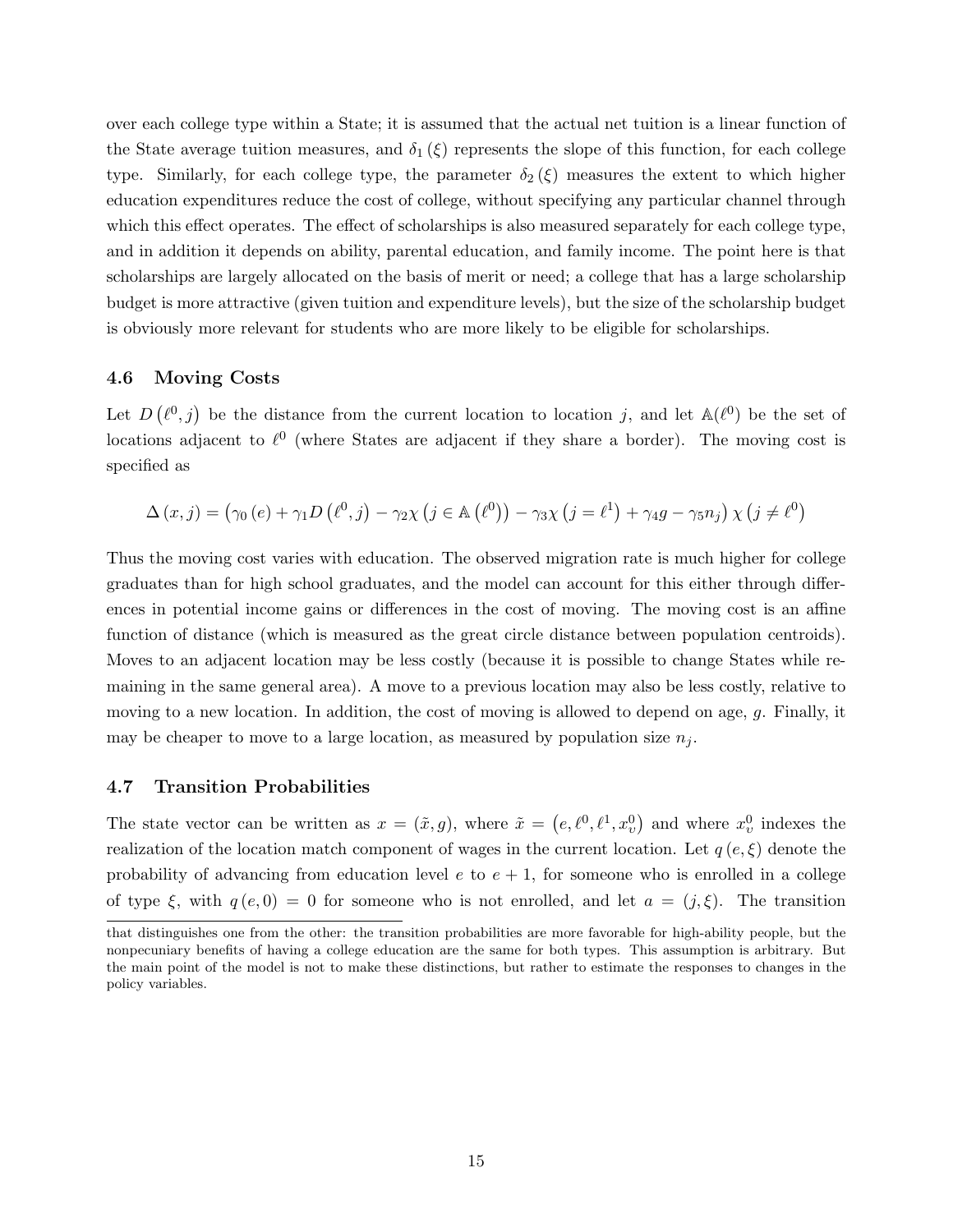over each college type within a State; it is assumed that the actual net tuition is a linear function of the State average tuition measures, and $\delta_1(\xi)$ represents the slope of this function, for each college type. Similarly, for each college type, the parameter $\delta_2(\xi)$ measures the extent to which higher education expenditures reduce the cost of college, without specifying any particular channel through which this effect operates. The effect of scholarships is also measured separately for each college type, and in addition it depends on ability, parental education, and family income. The point here is that scholarships are largely allocated on the basis of merit or need; a college that has a large scholarship budget is more attractive (given tuition and expenditure levels), but the size of the scholarship budget is obviously more relevant for students who are more likely to be eligible for scholarships.

### 4.6 Moving Costs

Let $D(\ell^0, j)$ be the distance from the current location to location $j$, and let $\mathbb{A}(\ell^0)$ be the set of locations adjacent to $\ell^0$ (where States are adjacent if they share a border). The moving cost is specified as

$$\Delta(x, j) = \left(\gamma_0(e) + \gamma_1 D(\ell^0, j) - \gamma_2 \chi\left(j \in \mathbb{A}(\ell^0)\right) - \gamma_3 \chi\left(j = \ell^1\right) + \gamma_4 g - \gamma_5 n_j\right) \chi\left(j \neq \ell^0\right)$$

Thus the moving cost varies with education. The observed migration rate is much higher for college graduates than for high school graduates, and the model can account for this either through differences in potential income gains or differences in the cost of moving. The moving cost is an affine function of distance (which is measured as the great circle distance between population centroids). Moves to an adjacent location may be less costly (because it is possible to change States while remaining in the same general area). A move to a previous location may also be less costly, relative to moving to a new location. In addition, the cost of moving is allowed to depend on age, $g$. Finally, it may be cheaper to move to a large location, as measured by population size $n_j$.

### 4.7 Transition Probabilities

The state vector can be written as $x = (\tilde{x}, g)$, where $\tilde{x} = \left(e, \ell^0, \ell^1, x_v^0\right)$ and where $x_v^0$ indexes the realization of the location match component of wages in the current location. Let $q(e, \xi)$ denote the probability of advancing from education level $e$ to $e+1$, for someone who is enrolled in a college of type $\xi$, with $q(e, 0) = 0$ for someone who is not enrolled, and let $a = (j, \xi)$. The transition

that distinguishes one from the other: the transition probabilities are more favorable for high-ability people, but the nonpecuniary benefits of having a college education are the same for both types. This assumption is arbitrary. But the main point of the model is not to make these distinctions, but rather to estimate the responses to changes in the policy variables.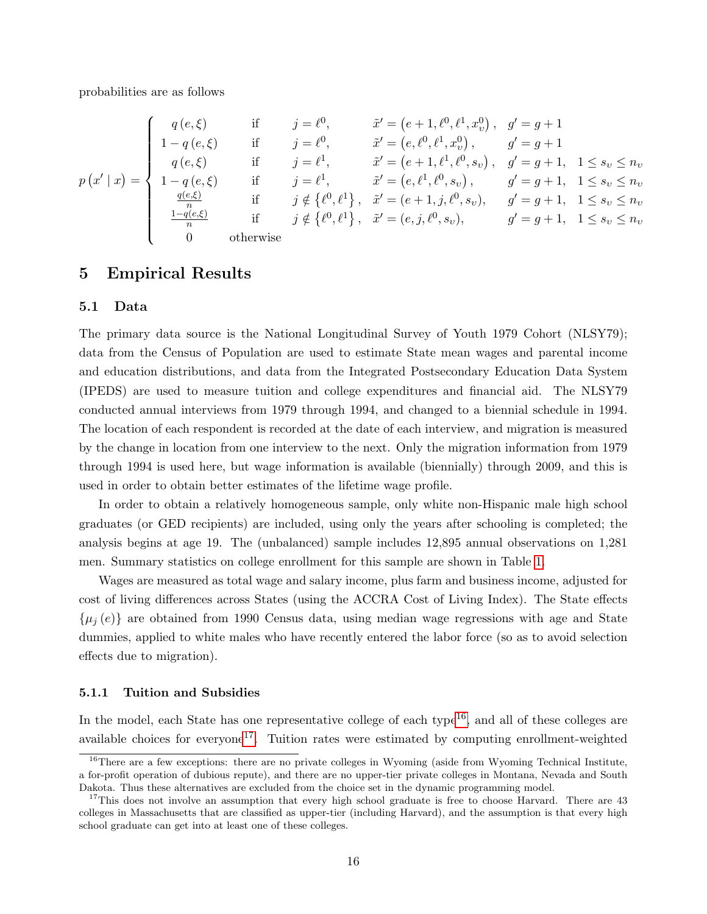probabilities are as follows

$$
p\left(x' \mid x\right) = \begin{cases}
q\left(e,\xi\right) & \text{if} \quad j = \ell^{0}, \quad \tilde{x}' = \left(e+1, \ell^{0}, \ell^{1}, x_{\upsilon}^{0}\right), \quad g' = g+1 \\
1 - q\left(e,\xi\right) & \text{if} \quad j = \ell^{0}, \quad \tilde{x}' = \left(e, \ell^{0}, \ell^{1}, x_{\upsilon}^{0}\right), \quad g' = g+1 \\
q\left(e,\xi\right) & \text{if} \quad j = \ell^{1}, \quad \tilde{x}' = \left(e+1, \ell^{1}, \ell^{0}, s_{\upsilon}\right), \quad g' = g+1, \quad 1 \leq s_{\upsilon} \leq n_{\upsilon} \\
1 - q\left(e,\xi\right) & \text{if} \quad j = \ell^{1}, \quad \tilde{x}' = \left(e, \ell^{1}, \ell^{0}, s_{\upsilon}\right), \quad g' = g+1, \quad 1 \leq s_{\upsilon} \leq n_{\upsilon} \\
\frac{q(e,\xi)}{n} & \text{if} \quad j \notin \left\{\ell^{0}, \ell^{1}\right\}, \quad \tilde{x}' = \left(e+1, j, \ell^{0}, s_{\upsilon}\right), \quad g' = g+1, \quad 1 \leq s_{\upsilon} \leq n_{\upsilon} \\
\frac{1-q(e,\xi)}{n} & \text{if} \quad j \notin \left\{\ell^{0}, \ell^{1}\right\}, \quad \tilde{x}' = \left(e, j, \ell^{0}, s_{\upsilon}\right), \quad g' = g+1, \quad 1 \leq s_{\upsilon} \leq n_{\upsilon} \\
0 & \text{otherwise}
\end{cases}
$$

# 5 Empirical Results

## 5.1 Data

The primary data source is the National Longitudinal Survey of Youth 1979 Cohort (NLSY79); data from the Census of Population are used to estimate State mean wages and parental income and education distributions, and data from the Integrated Postsecondary Education Data System (IPEDS) are used to measure tuition and college expenditures and financial aid. The NLSY79 conducted annual interviews from 1979 through 1994, and changed to a biennial schedule in 1994. The location of each respondent is recorded at the date of each interview, and migration is measured by the change in location from one interview to the next. Only the migration information from 1979 through 1994 is used here, but wage information is available (biennially) through 2009, and this is used in order to obtain better estimates of the lifetime wage profile.

In order to obtain a relatively homogeneous sample, only white non-Hispanic male high school graduates (or GED recipients) are included, using only the years after schooling is completed; the analysis begins at age 19. The (unbalanced) sample includes 12,895 annual observations on 1,281 men. Summary statistics on college enrollment for this sample are shown in Table 1.

Wages are measured as total wage and salary income, plus farm and business income, adjusted for cost of living differences across States (using the ACCRA Cost of Living Index). The State effects $\{\mu_j(e)\}$ are obtained from 1990 Census data, using median wage regressions with age and State dummies, applied to white males who have recently entered the labor force (so as to avoid selection effects due to migration).

### 5.1.1 Tuition and Subsidies

In the model, each State has one representative college of each type[16], and all of these colleges are available choices for everyone[17]. Tuition rates were estimated by computing enrollment-weighted

[16] There are a few exceptions: there are no private colleges in Wyoming (aside from Wyoming Technical Institute, a for-profit operation of dubious repute), and there are no upper-tier private colleges in Montana, Nevada and South Dakota. Thus these alternatives are excluded from the choice set in the dynamic programming model.

[17] This does not involve an assumption that every high school graduate is free to choose Harvard. There are 43 colleges in Massachusetts that are classified as upper-tier (including Harvard), and the assumption is that every high school graduate can get into at least one of these colleges.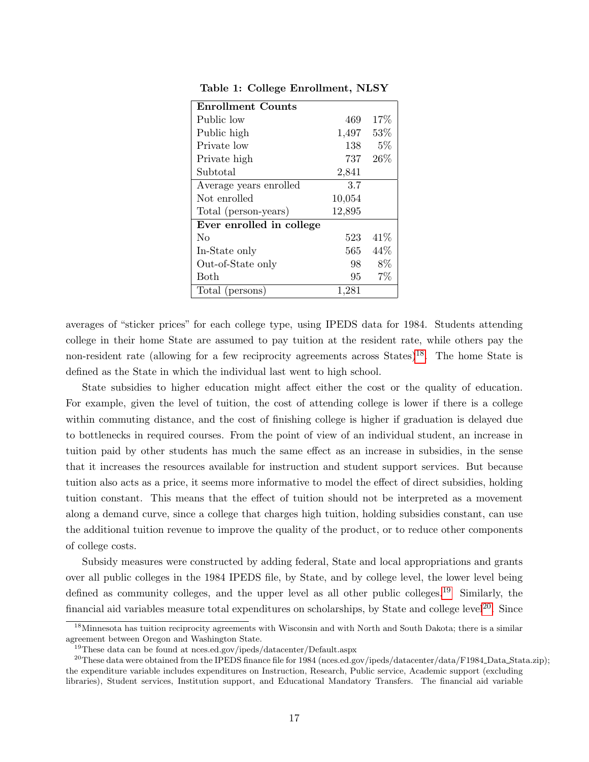**Table 1: College Enrollment, NLSY**

| **Enrollment Counts** | | |
|---|---|---|
| Public low | 469 | 17% |
| Public high | 1,497 | 53% |
| Private low | 138 | 5% |
| Private high | 737 | 26% |
| Subtotal | 2,841 | |
| Average years enrolled | 3.7 | |
| Not enrolled | 10,054 | |
| Total (person-years) | 12,895 | |
| **Ever enrolled in college** | | |
| No | 523 | 41% |
| In-State only | 565 | 44% |
| Out-of-State only | 98 | 8% |
| Both | 95 | 7% |
| Total (persons) | 1,281 | |

averages of "sticker prices" for each college type, using IPEDS data for 1984. Students attending college in their home State are assumed to pay tuition at the resident rate, while others pay the non-resident rate (allowing for a few reciprocity agreements across States)[18]. The home State is defined as the State in which the individual last went to high school.

State subsidies to higher education might affect either the cost or the quality of education. For example, given the level of tuition, the cost of attending college is lower if there is a college within commuting distance, and the cost of finishing college is higher if graduation is delayed due to bottlenecks in required courses. From the point of view of an individual student, an increase in tuition paid by other students has much the same effect as an increase in subsidies, in the sense that it increases the resources available for instruction and student support services. But because tuition also acts as a price, it seems more informative to model the effect of direct subsidies, holding tuition constant. This means that the effect of tuition should not be interpreted as a movement along a demand curve, since a college that charges high tuition, holding subsidies constant, can use the additional tuition revenue to improve the quality of the product, or to reduce other components of college costs.

Subsidy measures were constructed by adding federal, State and local appropriations and grants over all public colleges in the 1984 IPEDS file, by State, and by college level, the lower level being defined as community colleges, and the upper level as all other public colleges.[19] Similarly, the financial aid variables measure total expenditures on scholarships, by State and college level[20]. Since

[18] Minnesota has tuition reciprocity agreements with Wisconsin and with North and South Dakota; there is a similar agreement between Oregon and Washington State.

[19] These data can be found at nces.ed.gov/ipeds/datacenter/Default.aspx

[20] These data were obtained from the IPEDS finance file for 1984 (nces.ed.gov/ipeds/datacenter/data/F1984_Data_Stata.zip); the expenditure variable includes expenditures on Instruction, Research, Public service, Academic support (excluding libraries), Student services, Institution support, and Educational Mandatory Transfers. The financial aid variable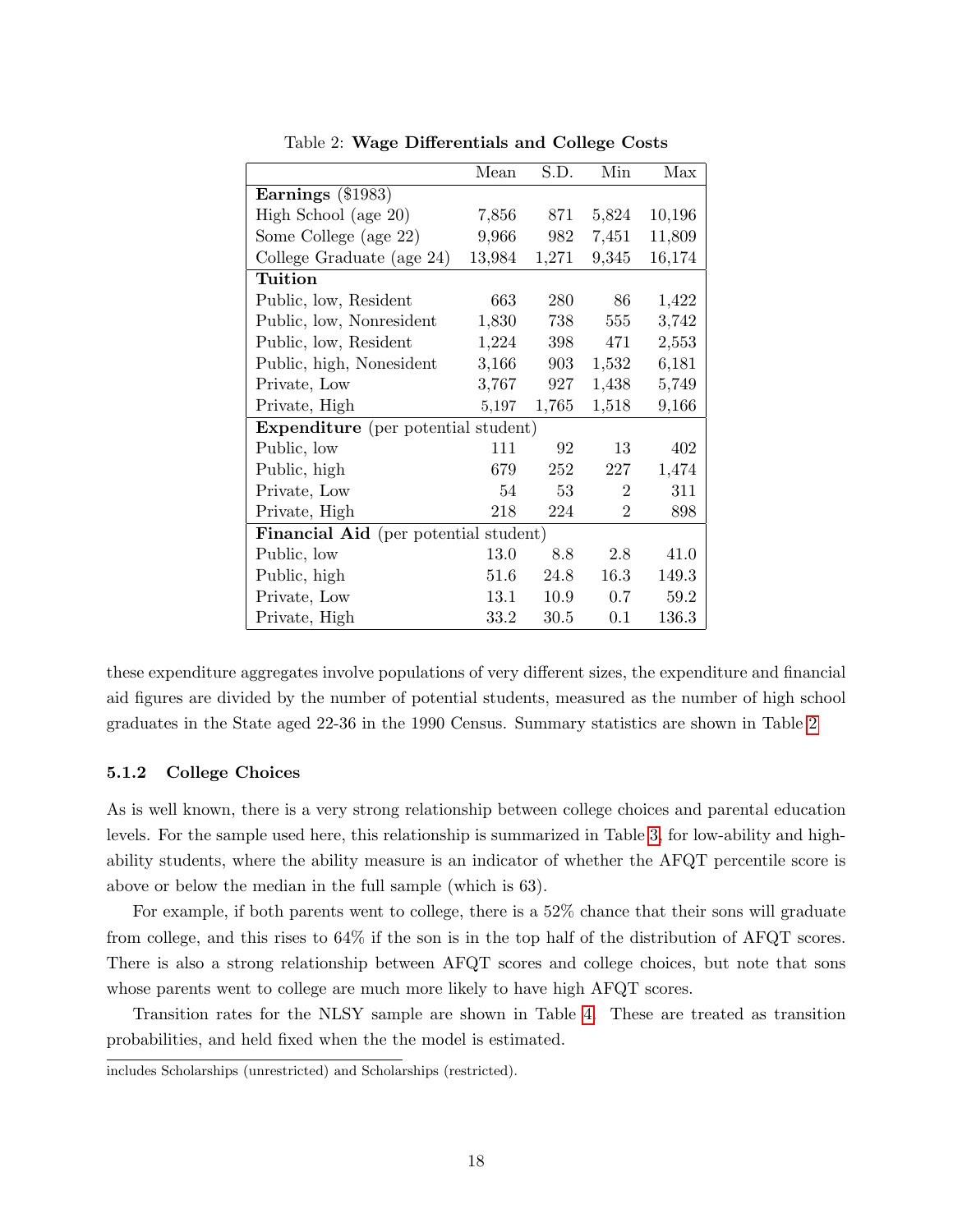Table 2: **Wage Differentials and College Costs**

| | Mean | S.D. | Min | Max |
|---|---|---|---|---|
| **Earnings** (\$1983) | | | | |
| High School (age 20) | 7,856 | 871 | 5,824 | 10,196 |
| Some College (age 22) | 9,966 | 982 | 7,451 | 11,809 |
| College Graduate (age 24) | 13,984 | 1,271 | 9,345 | 16,174 |
| **Tuition** | | | | |
| Public, low, Resident | 663 | 280 | 86 | 1,422 |
| Public, low, Nonresident | 1,830 | 738 | 555 | 3,742 |
| Public, low, Resident | 1,224 | 398 | 471 | 2,553 |
| Public, high, Nonesident | 3,166 | 903 | 1,532 | 6,181 |
| Private, Low | 3,767 | 927 | 1,438 | 5,749 |
| Private, High | 5,197 | 1,765 | 1,518 | 9,166 |
| **Expenditure** (per potential student) | | | | |
| Public, low | 111 | 92 | 13 | 402 |
| Public, high | 679 | 252 | 227 | 1,474 |
| Private, Low | 54 | 53 | 2 | 311 |
| Private, High | 218 | 224 | 2 | 898 |
| **Financial Aid** (per potential student) | | | | |
| Public, low | 13.0 | 8.8 | 2.8 | 41.0 |
| Public, high | 51.6 | 24.8 | 16.3 | 149.3 |
| Private, Low | 13.1 | 10.9 | 0.7 | 59.2 |
| Private, High | 33.2 | 30.5 | 0.1 | 136.3 |

these expenditure aggregates involve populations of very different sizes, the expenditure and financial aid figures are divided by the number of potential students, measured as the number of high school graduates in the State aged 22-36 in the 1990 Census. Summary statistics are shown in Table 2.

### 5.1.2 College Choices

As is well known, there is a very strong relationship between college choices and parental education levels. For the sample used here, this relationship is summarized in Table 3, for low-ability and high-ability students, where the ability measure is an indicator of whether the AFQT percentile score is above or below the median in the full sample (which is 63).

For example, if both parents went to college, there is a 52% chance that their sons will graduate from college, and this rises to 64% if the son is in the top half of the distribution of AFQT scores. There is also a strong relationship between AFQT scores and college choices, but note that sons whose parents went to college are much more likely to have high AFQT scores.

Transition rates for the NLSY sample are shown in Table 4. These are treated as transition probabilities, and held fixed when the the model is estimated.

includes Scholarships (unrestricted) and Scholarships (restricted).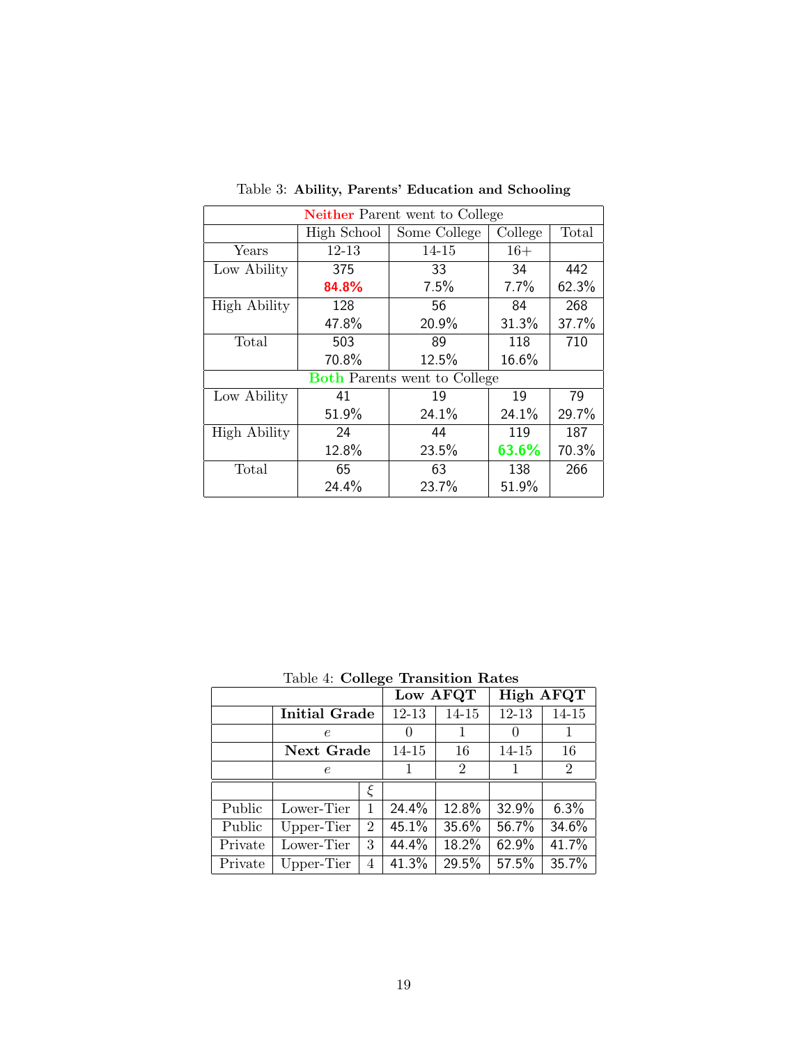Table 3: **Ability, Parents' Education and Schooling**

| Neither Parent went to College | | | | |
|---|---|---|---|---|
| | High School | Some College | College | Total |
| Years | 12-13 | 14-15 | 16+ | |
| Low Ability | 375 | 33 | 34 | 442 |
| | **84.8%** | 7.5% | 7.7% | 62.3% |
| High Ability | 128 | 56 | 84 | 268 |
| | 47.8% | 20.9% | 31.3% | 37.7% |
| Total | 503 | 89 | 118 | 710 |
| | 70.8% | 12.5% | 16.6% | |
| **Both Parents went to College** | | | | |
| Low Ability | 41 | 19 | 19 | 79 |
| | 51.9% | 24.1% | 24.1% | 29.7% |
| High Ability | 24 | 44 | 119 | 187 |
| | 12.8% | 23.5% | **63.6%** | 70.3% |
| Total | 65 | 63 | 138 | 266 |
| | 24.4% | 23.7% | 51.9% | |

Table 4: **College Transition Rates**

| | | | **Low AFQT** | | **High AFQT** | |
|---|---|---|---|---|---|---|
| | **Initial Grade** | | 12-13 | 14-15 | 12-13 | 14-15 |
| | $e$ | | 0 | 1 | 0 | 1 |
| | **Next Grade** | | 14-15 | 16 | 14-15 | 16 |
| | $e$ | | 1 | 2 | 1 | 2 |
| | | $\xi$ | | | | |
| Public | Lower-Tier | 1 | 24.4% | 12.8% | 32.9% | 6.3% |
| Public | Upper-Tier | 2 | 45.1% | 35.6% | 56.7% | 34.6% |
| Private | Lower-Tier | 3 | 44.4% | 18.2% | 62.9% | 41.7% |
| Private | Upper-Tier | 4 | 41.3% | 29.5% | 57.5% | 35.7% |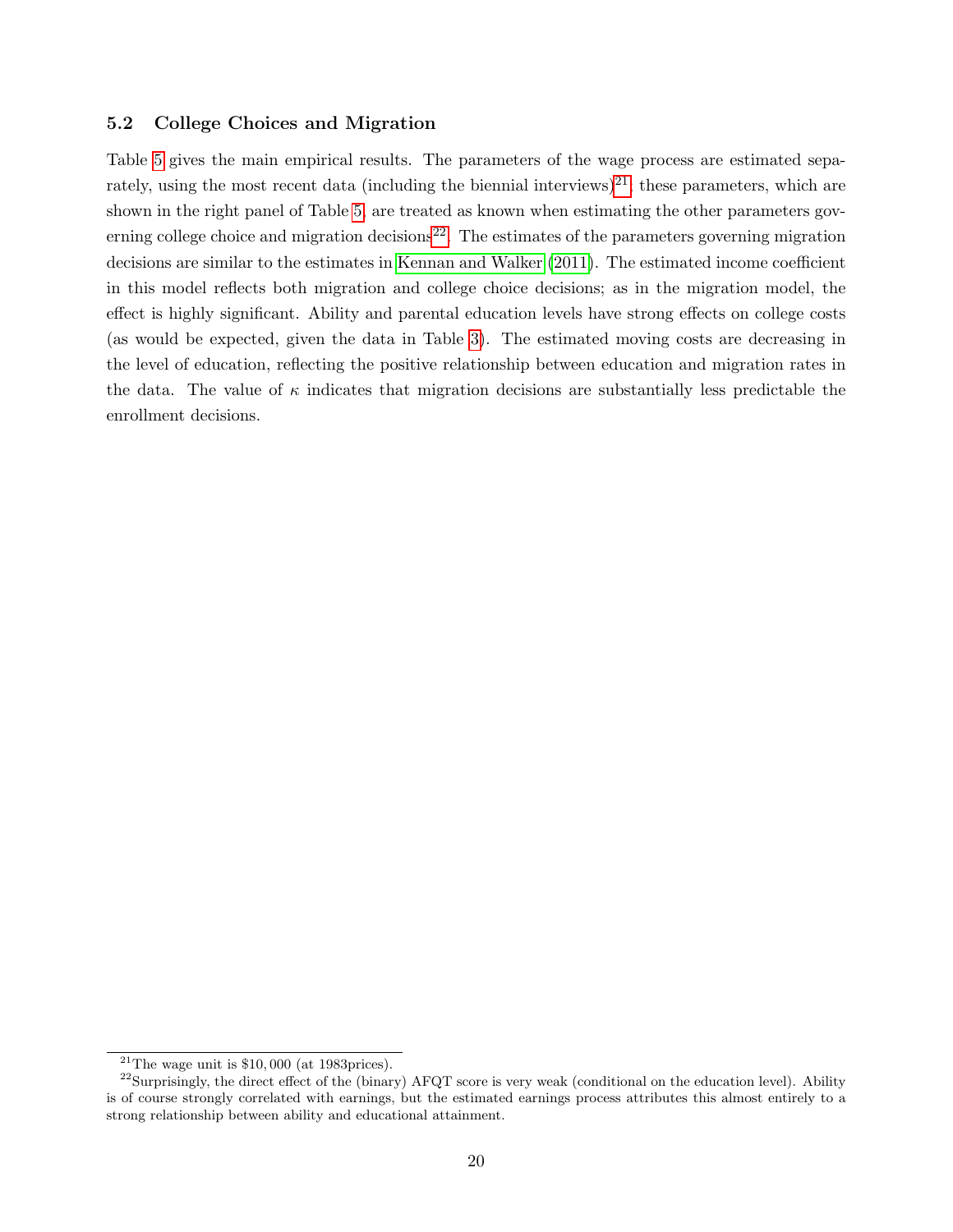### 5.2 College Choices and Migration

Table 5 gives the main empirical results. The parameters of the wage process are estimated separately, using the most recent data (including the biennial interviews)[21]; these parameters, which are shown in the right panel of Table 5, are treated as known when estimating the other parameters governing college choice and migration decisions[22]. The estimates of the parameters governing migration decisions are similar to the estimates in Kennan and Walker (2011). The estimated income coefficient in this model reflects both migration and college choice decisions; as in the migration model, the effect is highly significant. Ability and parental education levels have strong effects on college costs (as would be expected, given the data in Table 3). The estimated moving costs are decreasing in the level of education, reflecting the positive relationship between education and migration rates in the data. The value of $\kappa$ indicates that migration decisions are substantially less predictable the enrollment decisions.

[21] The wage unit is $10,000 (at 1983prices).

[22] Surprisingly, the direct effect of the (binary) AFQT score is very weak (conditional on the education level). Ability is of course strongly correlated with earnings, but the estimated earnings process attributes this almost entirely to a strong relationship between ability and educational attainment.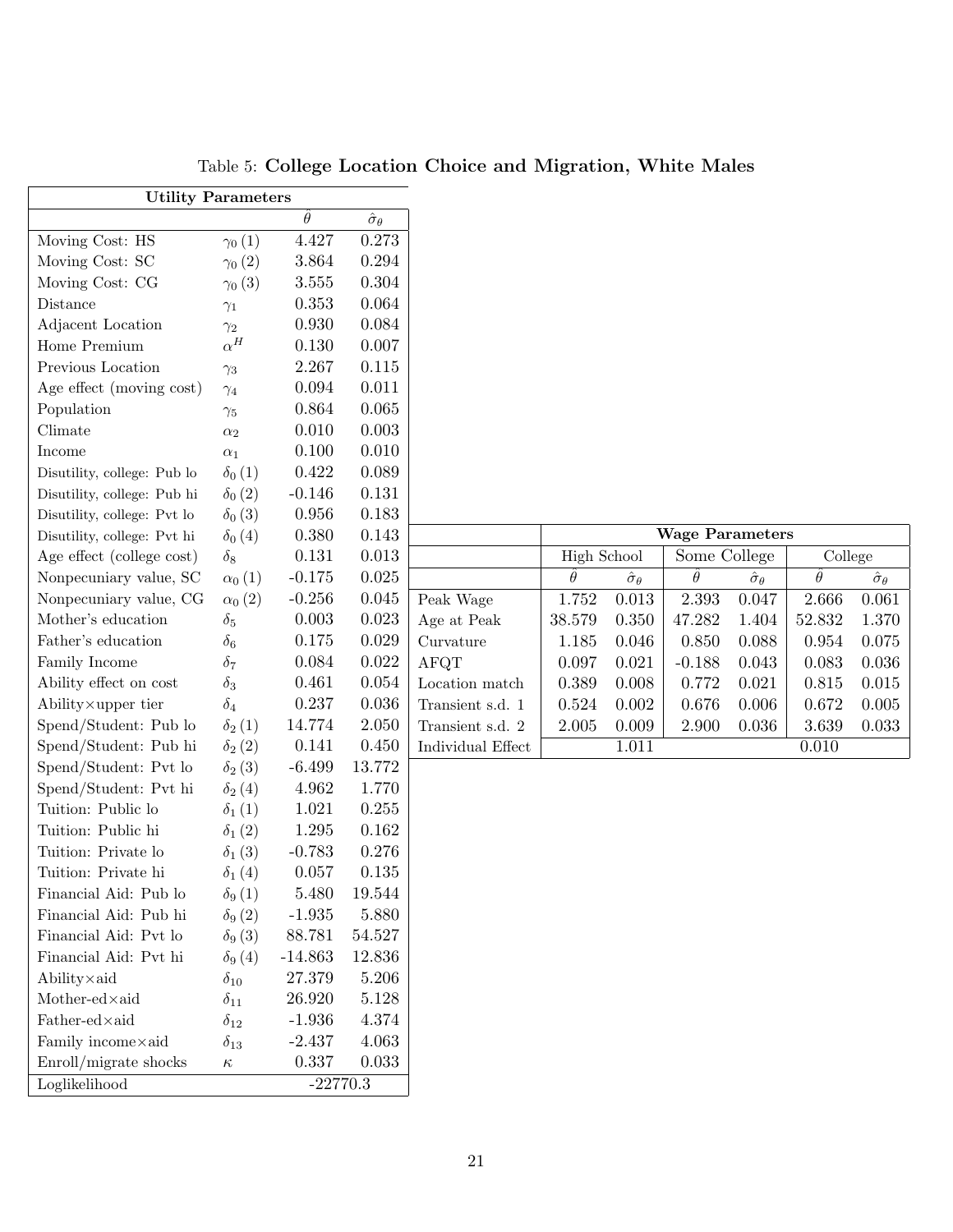Table 5: **College Location Choice and Migration, White Males**

| **Utility Parameters** | | | |
|---|---|---|---|
| | | $\hat{\theta}$ | $\hat{\sigma}_\theta$ |
| Moving Cost: HS | $\gamma_0\,(1)$ | 4.427 | 0.273 |
| Moving Cost: SC | $\gamma_0\,(2)$ | 3.864 | 0.294 |
| Moving Cost: CG | $\gamma_0\,(3)$ | 3.555 | 0.304 |
| Distance | $\gamma_1$ | 0.353 | 0.064 |
| Adjacent Location | $\gamma_2$ | 0.930 | 0.084 |
| Home Premium | $\alpha^H$ | 0.130 | 0.007 |
| Previous Location | $\gamma_3$ | 2.267 | 0.115 |
| Age effect (moving cost) | $\gamma_4$ | 0.094 | 0.011 |
| Population | $\gamma_5$ | 0.864 | 0.065 |
| Climate | $\alpha_2$ | 0.010 | 0.003 |
| Income | $\alpha_1$ | 0.100 | 0.010 |
| Disutility, college: Pub lo | $\delta_0\,(1)$ | 0.422 | 0.089 |
| Disutility, college: Pub hi | $\delta_0\,(2)$ | -0.146 | 0.131 |
| Disutility, college: Pvt lo | $\delta_0\,(3)$ | 0.956 | 0.183 |
| Disutility, college: Pvt hi | $\delta_0\,(4)$ | 0.380 | 0.143 |
| Age effect (college cost) | $\delta_8$ | 0.131 | 0.013 |
| Nonpecuniary value, SC | $\alpha_0\,(1)$ | -0.175 | 0.025 |
| Nonpecuniary value, CG | $\alpha_0\,(2)$ | -0.256 | 0.045 |
| Mother's education | $\delta_5$ | 0.003 | 0.023 |
| Father's education | $\delta_6$ | 0.175 | 0.029 |
| Family Income | $\delta_7$ | 0.084 | 0.022 |
| Ability effect on cost | $\delta_3$ | 0.461 | 0.054 |
| Ability×upper tier | $\delta_4$ | 0.237 | 0.036 |
| Spend/Student: Pub lo | $\delta_2\,(1)$ | 14.774 | 2.050 |
| Spend/Student: Pub hi | $\delta_2\,(2)$ | 0.141 | 0.450 |
| Spend/Student: Pvt lo | $\delta_2\,(3)$ | -6.499 | 13.772 |
| Spend/Student: Pvt hi | $\delta_2\,(4)$ | 4.962 | 1.770 |
| Tuition: Public lo | $\delta_1\,(1)$ | 1.021 | 0.255 |
| Tuition: Public hi | $\delta_1\,(2)$ | 1.295 | 0.162 |
| Tuition: Private lo | $\delta_1\,(3)$ | -0.783 | 0.276 |
| Tuition: Private hi | $\delta_1\,(4)$ | 0.057 | 0.135 |
| Financial Aid: Pub lo | $\delta_9\,(1)$ | 5.480 | 19.544 |
| Financial Aid: Pub hi | $\delta_9\,(2)$ | -1.935 | 5.880 |
| Financial Aid: Pvt lo | $\delta_9\,(3)$ | 88.781 | 54.527 |
| Financial Aid: Pvt hi | $\delta_9\,(4)$ | -14.863 | 12.836 |
| Ability×aid | $\delta_{10}$ | 27.379 | 5.206 |
| Mother-ed×aid | $\delta_{11}$ | 26.920 | 5.128 |
| Father-ed×aid | $\delta_{12}$ | -1.936 | 4.374 |
| Family income×aid | $\delta_{13}$ | -2.437 | 4.063 |
| Enroll/migrate shocks | $\kappa$ | 0.337 | 0.033 |
| Loglikelihood | | -22770.3 | |

| | **Wage Parameters** | | | | | |
|---|---|---|---|---|---|---|
| | High School | | Some College | | College | |
| | $\hat{\theta}$ | $\hat{\sigma}_\theta$ | $\hat{\theta}$ | $\hat{\sigma}_\theta$ | $\hat{\theta}$ | $\hat{\sigma}_\theta$ |
| Peak Wage | 1.752 | 0.013 | 2.393 | 0.047 | 2.666 | 0.061 |
| Age at Peak | 38.579 | 0.350 | 47.282 | 1.404 | 52.832 | 1.370 |
| Curvature | 1.185 | 0.046 | 0.850 | 0.088 | 0.954 | 0.075 |
| AFQT | 0.097 | 0.021 | -0.188 | 0.043 | 0.083 | 0.036 |
| Location match | 0.389 | 0.008 | 0.772 | 0.021 | 0.815 | 0.015 |
| Transient s.d. 1 | 0.524 | 0.002 | 0.676 | 0.006 | 0.672 | 0.005 |
| Transient s.d. 2 | 2.005 | 0.009 | 2.900 | 0.036 | 3.639 | 0.033 |
| Individual Effect | | 1.011 | | | 0.010 | |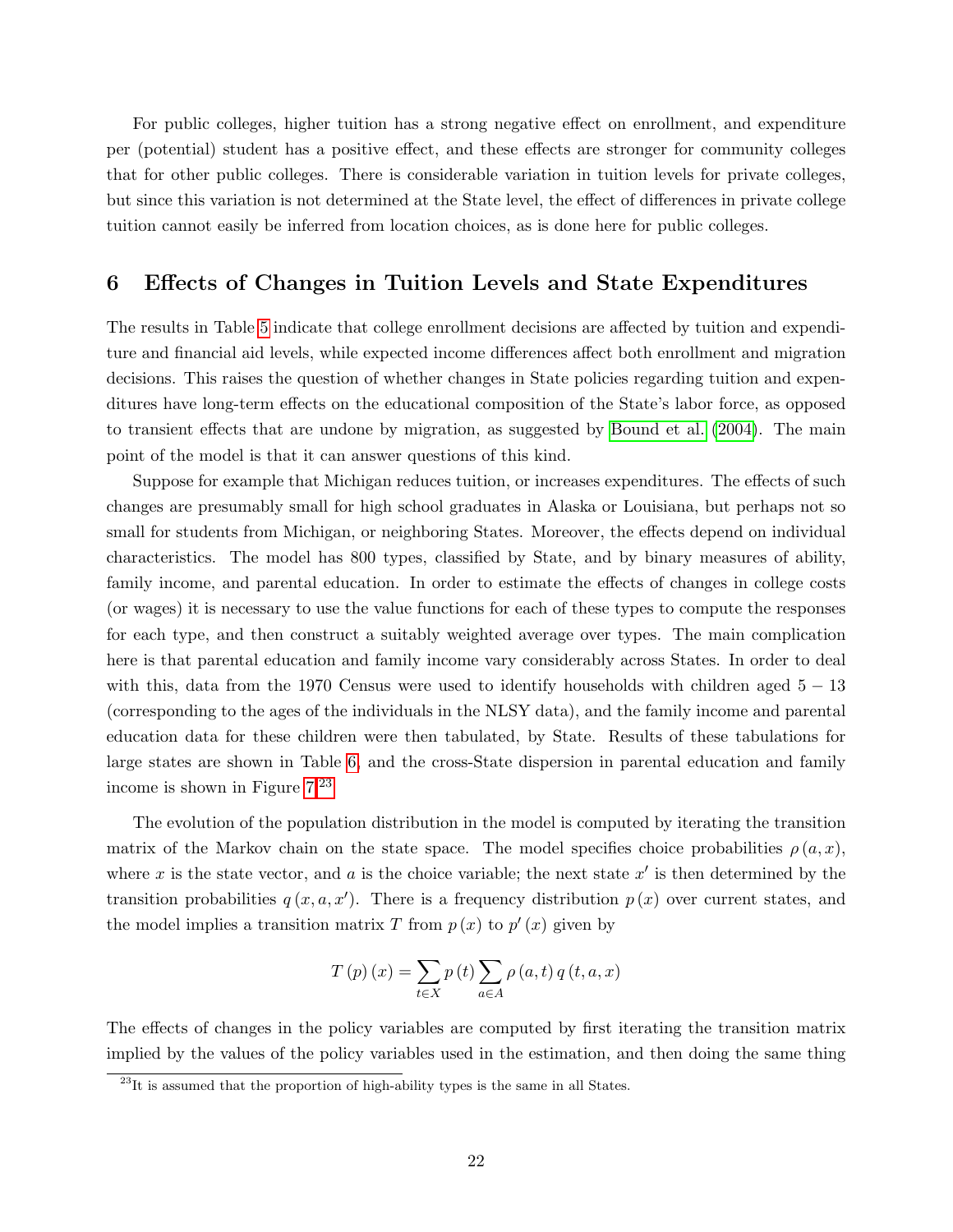For public colleges, higher tuition has a strong negative effect on enrollment, and expenditure per (potential) student has a positive effect, and these effects are stronger for community colleges that for other public colleges. There is considerable variation in tuition levels for private colleges, but since this variation is not determined at the State level, the effect of differences in private college tuition cannot easily be inferred from location choices, as is done here for public colleges.

## 6 Effects of Changes in Tuition Levels and State Expenditures

The results in Table 5 indicate that college enrollment decisions are affected by tuition and expenditure and financial aid levels, while expected income differences affect both enrollment and migration decisions. This raises the question of whether changes in State policies regarding tuition and expenditures have long-term effects on the educational composition of the State's labor force, as opposed to transient effects that are undone by migration, as suggested by Bound et al. (2004). The main point of the model is that it can answer questions of this kind.

Suppose for example that Michigan reduces tuition, or increases expenditures. The effects of such changes are presumably small for high school graduates in Alaska or Louisiana, but perhaps not so small for students from Michigan, or neighboring States. Moreover, the effects depend on individual characteristics. The model has 800 types, classified by State, and by binary measures of ability, family income, and parental education. In order to estimate the effects of changes in college costs (or wages) it is necessary to use the value functions for each of these types to compute the responses for each type, and then construct a suitably weighted average over types. The main complication here is that parental education and family income vary considerably across States. In order to deal with this, data from the 1970 Census were used to identify households with children aged $5-13$ (corresponding to the ages of the individuals in the NLSY data), and the family income and parental education data for these children were then tabulated, by State. Results of these tabulations for large states are shown in Table 6, and the cross-State dispersion in parental education and family income is shown in Figure 7.[23]

The evolution of the population distribution in the model is computed by iterating the transition matrix of the Markov chain on the state space. The model specifies choice probabilities $\rho(a,x)$, where $x$ is the state vector, and $a$ is the choice variable; the next state $x'$ is then determined by the transition probabilities $q(x,a,x')$. There is a frequency distribution $p(x)$ over current states, and the model implies a transition matrix $T$ from $p(x)$ to $p'(x)$ given by

$$T(p)(x) = \sum_{t \in X} p(t) \sum_{a \in A} \rho(a,t)\, q(t,a,x)$$

The effects of changes in the policy variables are computed by first iterating the transition matrix implied by the values of the policy variables used in the estimation, and then doing the same thing

[23] It is assumed that the proportion of high-ability types is the same in all States.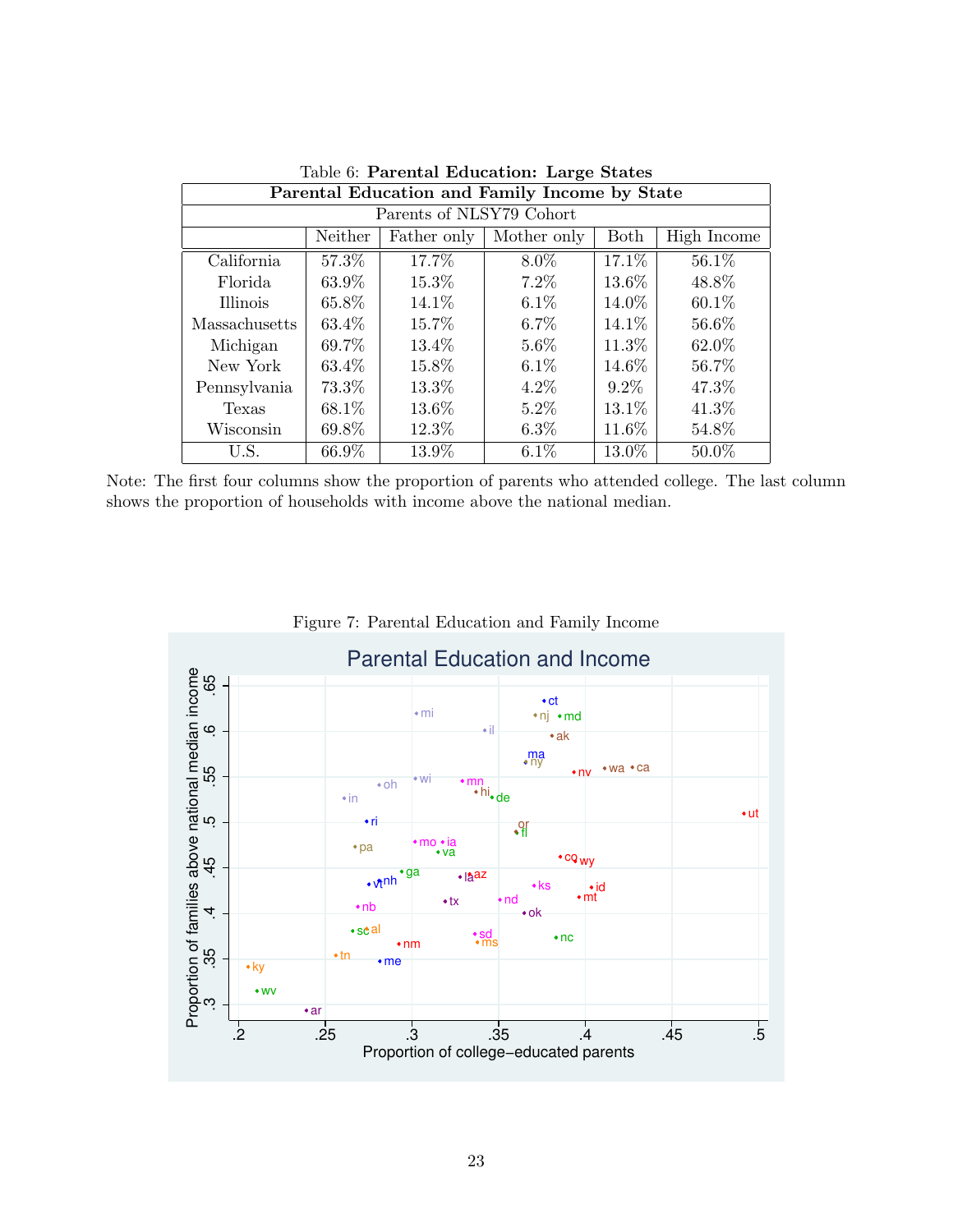Table 6: **Parental Education: Large States**

| **Parental Education and Family Income by State** | | | | | |
|---|---|---|---|---|---|
| | Parents of NLSY79 Cohort | | | | |
| | Neither | Father only | Mother only | Both | High Income |
| California | 57.3% | 17.7% | 8.0% | 17.1% | 56.1% |
| Florida | 63.9% | 15.3% | 7.2% | 13.6% | 48.8% |
| Illinois | 65.8% | 14.1% | 6.1% | 14.0% | 60.1% |
| Massachusetts | 63.4% | 15.7% | 6.7% | 14.1% | 56.6% |
| Michigan | 69.7% | 13.4% | 5.6% | 11.3% | 62.0% |
| New York | 63.4% | 15.8% | 6.1% | 14.6% | 56.7% |
| Pennsylvania | 73.3% | 13.3% | 4.2% | 9.2% | 47.3% |
| Texas | 68.1% | 13.6% | 5.2% | 13.1% | 41.3% |
| Wisconsin | 69.8% | 12.3% | 6.3% | 11.6% | 54.8% |
| U.S. | 66.9% | 13.9% | 6.1% | 13.0% | 50.0% |

Note: The first four columns show the proportion of parents who attended college. The last column shows the proportion of households with income above the national median.

Figure 7: Parental Education and Family Income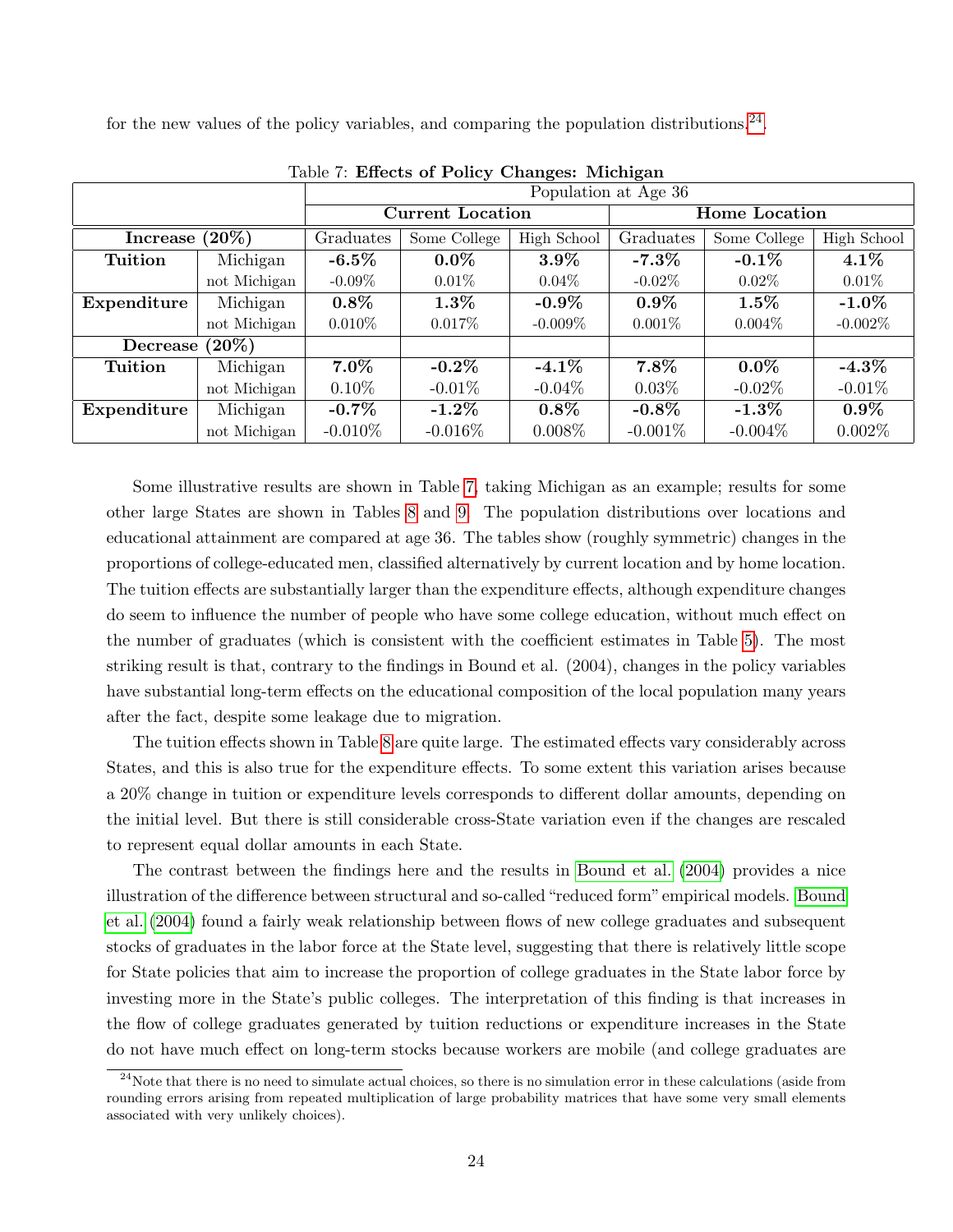for the new values of the policy variables, and comparing the population distributions.[24]

Table 7: **Effects of Policy Changes: Michigan**

| | | Population at Age 36 | | | | | |
|---|---|---|---|---|---|---|---|
| | | **Current Location** | | | **Home Location** | | |
| **Increase (20%)** | | Graduates | Some College | High School | Graduates | Some College | High School |
| **Tuition** | Michigan | **-6.5%** | **0.0%** | **3.9%** | **-7.3%** | **-0.1%** | **4.1%** |
| | not Michigan | -0.09% | 0.01% | 0.04% | -0.02% | 0.02% | 0.01% |
| **Expenditure** | Michigan | **0.8%** | **1.3%** | **-0.9%** | **0.9%** | **1.5%** | **-1.0%** |
| | not Michigan | 0.010% | 0.017% | -0.009% | 0.001% | 0.004% | -0.002% |
| **Decrease (20%)** | | | | | | | |
| **Tuition** | Michigan | **7.0%** | **-0.2%** | **-4.1%** | **7.8%** | **0.0%** | **-4.3%** |
| | not Michigan | 0.10% | -0.01% | -0.04% | 0.03% | -0.02% | -0.01% |
| **Expenditure** | Michigan | **-0.7%** | **-1.2%** | **0.8%** | **-0.8%** | **-1.3%** | **0.9%** |
| | not Michigan | -0.010% | -0.016% | 0.008% | -0.001% | -0.004% | 0.002% |

Some illustrative results are shown in Table 7, taking Michigan as an example; results for some other large States are shown in Tables 8 and 9. The population distributions over locations and educational attainment are compared at age 36. The tables show (roughly symmetric) changes in the proportions of college-educated men, classified alternatively by current location and by home location. The tuition effects are substantially larger than the expenditure effects, although expenditure changes do seem to influence the number of people who have some college education, without much effect on the number of graduates (which is consistent with the coefficient estimates in Table 5). The most striking result is that, contrary to the findings in Bound et al. (2004), changes in the policy variables have substantial long-term effects on the educational composition of the local population many years after the fact, despite some leakage due to migration.

The tuition effects shown in Table 8 are quite large. The estimated effects vary considerably across States, and this is also true for the expenditure effects. To some extent this variation arises because a 20% change in tuition or expenditure levels corresponds to different dollar amounts, depending on the initial level. But there is still considerable cross-State variation even if the changes are rescaled to represent equal dollar amounts in each State.

The contrast between the findings here and the results in Bound et al. (2004) provides a nice illustration of the difference between structural and so-called "reduced form" empirical models. Bound et al. (2004) found a fairly weak relationship between flows of new college graduates and subsequent stocks of graduates in the labor force at the State level, suggesting that there is relatively little scope for State policies that aim to increase the proportion of college graduates in the State labor force by investing more in the State's public colleges. The interpretation of this finding is that increases in the flow of college graduates generated by tuition reductions or expenditure increases in the State do not have much effect on long-term stocks because workers are mobile (and college graduates are

[24] Note that there is no need to simulate actual choices, so there is no simulation error in these calculations (aside from rounding errors arising from repeated multiplication of large probability matrices that have some very small elements associated with very unlikely choices).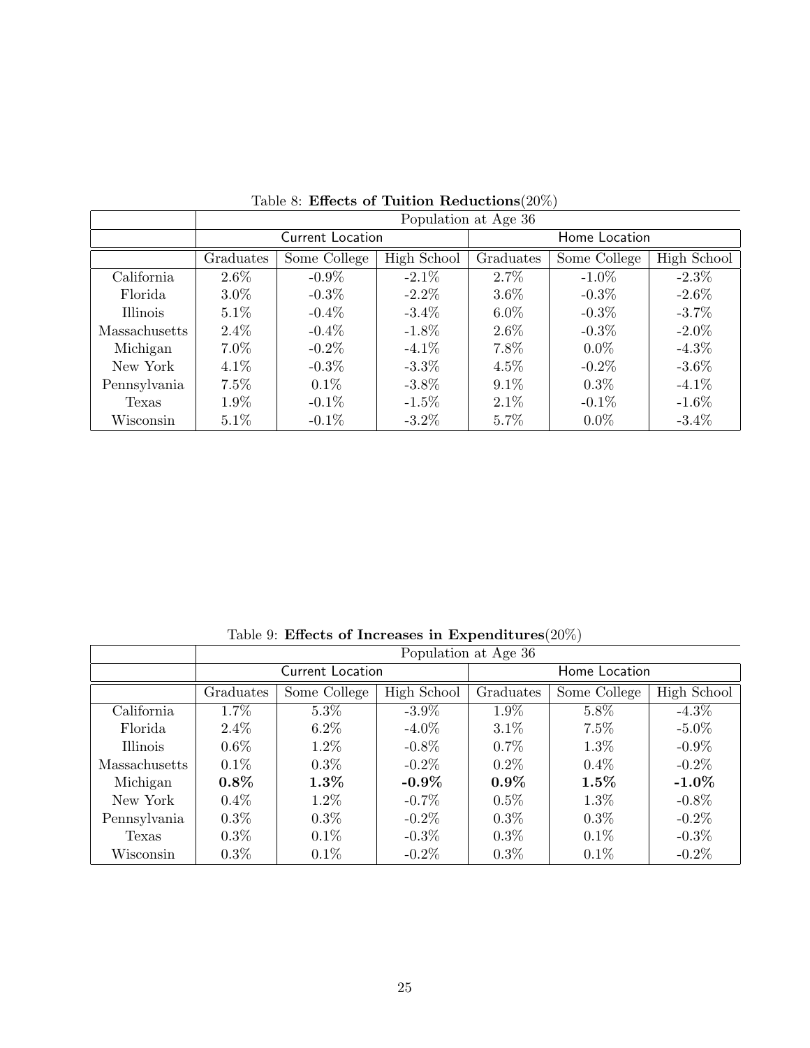Table 8: **Effects of Tuition Reductions**(20%)

| | Population at Age 36 | | | | | |
|---|---|---|---|---|---|---|
| | Current Location | | | Home Location | | |
| | Graduates | Some College | High School | Graduates | Some College | High School |
| California | 2.6% | -0.9% | -2.1% | 2.7% | -1.0% | -2.3% |
| Florida | 3.0% | -0.3% | -2.2% | 3.6% | -0.3% | -2.6% |
| Illinois | 5.1% | -0.4% | -3.4% | 6.0% | -0.3% | -3.7% |
| Massachusetts | 2.4% | -0.4% | -1.8% | 2.6% | -0.3% | -2.0% |
| Michigan | 7.0% | -0.2% | -4.1% | 7.8% | 0.0% | -4.3% |
| New York | 4.1% | -0.3% | -3.3% | 4.5% | -0.2% | -3.6% |
| Pennsylvania | 7.5% | 0.1% | -3.8% | 9.1% | 0.3% | -4.1% |
| Texas | 1.9% | -0.1% | -1.5% | 2.1% | -0.1% | -1.6% |
| Wisconsin | 5.1% | -0.1% | -3.2% | 5.7% | 0.0% | -3.4% |

Table 9: **Effects of Increases in Expenditures**(20%)

| | Population at Age 36 | | | | | |
|---|---|---|---|---|---|---|
| | Current Location | | | Home Location | | |
| | Graduates | Some College | High School | Graduates | Some College | High School |
| California | 1.7% | 5.3% | -3.9% | 1.9% | 5.8% | -4.3% |
| Florida | 2.4% | 6.2% | -4.0% | 3.1% | 7.5% | -5.0% |
| Illinois | 0.6% | 1.2% | -0.8% | 0.7% | 1.3% | -0.9% |
| Massachusetts | 0.1% | 0.3% | -0.2% | 0.2% | 0.4% | -0.2% |
| Michigan | **0.8%** | **1.3%** | **-0.9%** | **0.9%** | **1.5%** | **-1.0%** |
| New York | 0.4% | 1.2% | -0.7% | 0.5% | 1.3% | -0.8% |
| Pennsylvania | 0.3% | 0.3% | -0.2% | 0.3% | 0.3% | -0.2% |
| Texas | 0.3% | 0.1% | -0.3% | 0.3% | 0.1% | -0.3% |
| Wisconsin | 0.3% | 0.1% | -0.2% | 0.3% | 0.1% | -0.2% |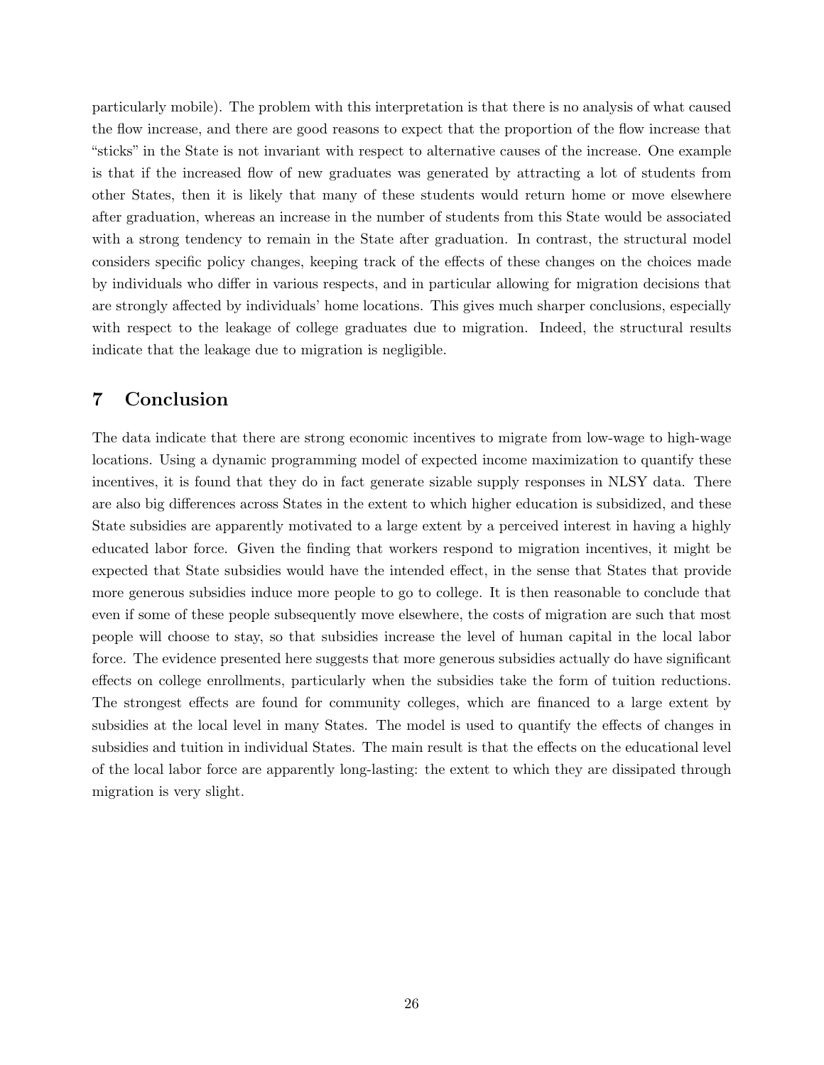particularly mobile). The problem with this interpretation is that there is no analysis of what caused the flow increase, and there are good reasons to expect that the proportion of the flow increase that "sticks" in the State is not invariant with respect to alternative causes of the increase. One example is that if the increased flow of new graduates was generated by attracting a lot of students from other States, then it is likely that many of these students would return home or move elsewhere after graduation, whereas an increase in the number of students from this State would be associated with a strong tendency to remain in the State after graduation. In contrast, the structural model considers specific policy changes, keeping track of the effects of these changes on the choices made by individuals who differ in various respects, and in particular allowing for migration decisions that are strongly affected by individuals' home locations. This gives much sharper conclusions, especially with respect to the leakage of college graduates due to migration. Indeed, the structural results indicate that the leakage due to migration is negligible.

# 7 Conclusion

The data indicate that there are strong economic incentives to migrate from low-wage to high-wage locations. Using a dynamic programming model of expected income maximization to quantify these incentives, it is found that they do in fact generate sizable supply responses in NLSY data. There are also big differences across States in the extent to which higher education is subsidized, and these State subsidies are apparently motivated to a large extent by a perceived interest in having a highly educated labor force. Given the finding that workers respond to migration incentives, it might be expected that State subsidies would have the intended effect, in the sense that States that provide more generous subsidies induce more people to go to college. It is then reasonable to conclude that even if some of these people subsequently move elsewhere, the costs of migration are such that most people will choose to stay, so that subsidies increase the level of human capital in the local labor force. The evidence presented here suggests that more generous subsidies actually do have significant effects on college enrollments, particularly when the subsidies take the form of tuition reductions. The strongest effects are found for community colleges, which are financed to a large extent by subsidies at the local level in many States. The model is used to quantify the effects of changes in subsidies and tuition in individual States. The main result is that the effects on the educational level of the local labor force are apparently long-lasting: the extent to which they are dissipated through migration is very slight.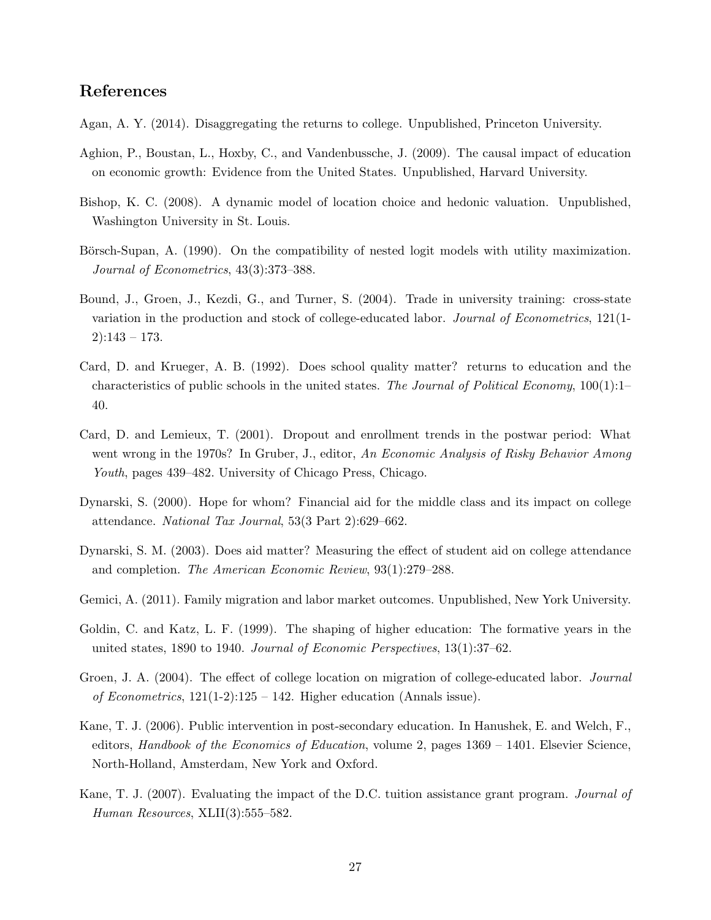## References

Agan, A. Y. (2014). Disaggregating the returns to college. Unpublished, Princeton University.

Aghion, P., Boustan, L., Hoxby, C., and Vandenbussche, J. (2009). The causal impact of education on economic growth: Evidence from the United States. Unpublished, Harvard University.

Bishop, K. C. (2008). A dynamic model of location choice and hedonic valuation. Unpublished, Washington University in St. Louis.

Börsch-Supan, A. (1990). On the compatibility of nested logit models with utility maximization. *Journal of Econometrics*, 43(3):373–388.

Bound, J., Groen, J., Kezdi, G., and Turner, S. (2004). Trade in university training: cross-state variation in the production and stock of college-educated labor. *Journal of Econometrics*, 121(1-2):143 – 173.

Card, D. and Krueger, A. B. (1992). Does school quality matter? returns to education and the characteristics of public schools in the united states. *The Journal of Political Economy*, 100(1):1–40.

Card, D. and Lemieux, T. (2001). Dropout and enrollment trends in the postwar period: What went wrong in the 1970s? In Gruber, J., editor, *An Economic Analysis of Risky Behavior Among Youth*, pages 439–482. University of Chicago Press, Chicago.

Dynarski, S. (2000). Hope for whom? Financial aid for the middle class and its impact on college attendance. *National Tax Journal*, 53(3 Part 2):629–662.

Dynarski, S. M. (2003). Does aid matter? Measuring the effect of student aid on college attendance and completion. *The American Economic Review*, 93(1):279–288.

Gemici, A. (2011). Family migration and labor market outcomes. Unpublished, New York University.

Goldin, C. and Katz, L. F. (1999). The shaping of higher education: The formative years in the united states, 1890 to 1940. *Journal of Economic Perspectives*, 13(1):37–62.

Groen, J. A. (2004). The effect of college location on migration of college-educated labor. *Journal of Econometrics*, 121(1-2):125 – 142. Higher education (Annals issue).

Kane, T. J. (2006). Public intervention in post-secondary education. In Hanushek, E. and Welch, F., editors, *Handbook of the Economics of Education*, volume 2, pages 1369 – 1401. Elsevier Science, North-Holland, Amsterdam, New York and Oxford.

Kane, T. J. (2007). Evaluating the impact of the D.C. tuition assistance grant program. *Journal of Human Resources*, XLII(3):555–582.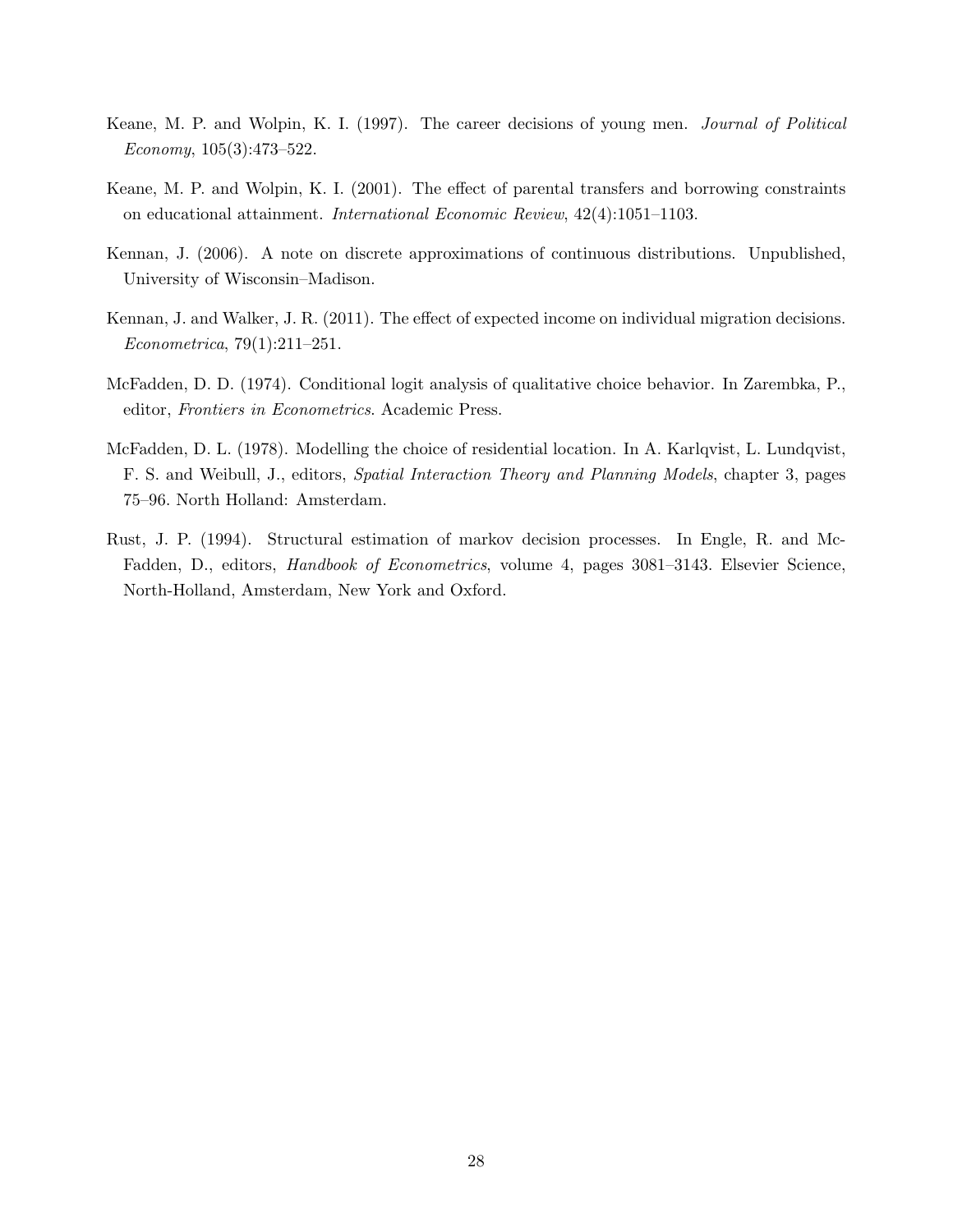Keane, M. P. and Wolpin, K. I. (1997). The career decisions of young men. *Journal of Political Economy*, 105(3):473–522.

Keane, M. P. and Wolpin, K. I. (2001). The effect of parental transfers and borrowing constraints on educational attainment. *International Economic Review*, 42(4):1051–1103.

Kennan, J. (2006). A note on discrete approximations of continuous distributions. Unpublished, University of Wisconsin–Madison.

Kennan, J. and Walker, J. R. (2011). The effect of expected income on individual migration decisions. *Econometrica*, 79(1):211–251.

McFadden, D. D. (1974). Conditional logit analysis of qualitative choice behavior. In Zarembka, P., editor, *Frontiers in Econometrics*. Academic Press.

McFadden, D. L. (1978). Modelling the choice of residential location. In A. Karlqvist, L. Lundqvist, F. S. and Weibull, J., editors, *Spatial Interaction Theory and Planning Models*, chapter 3, pages 75–96. North Holland: Amsterdam.

Rust, J. P. (1994). Structural estimation of markov decision processes. In Engle, R. and McFadden, D., editors, *Handbook of Econometrics*, volume 4, pages 3081–3143. Elsevier Science, North-Holland, Amsterdam, New York and Oxford.